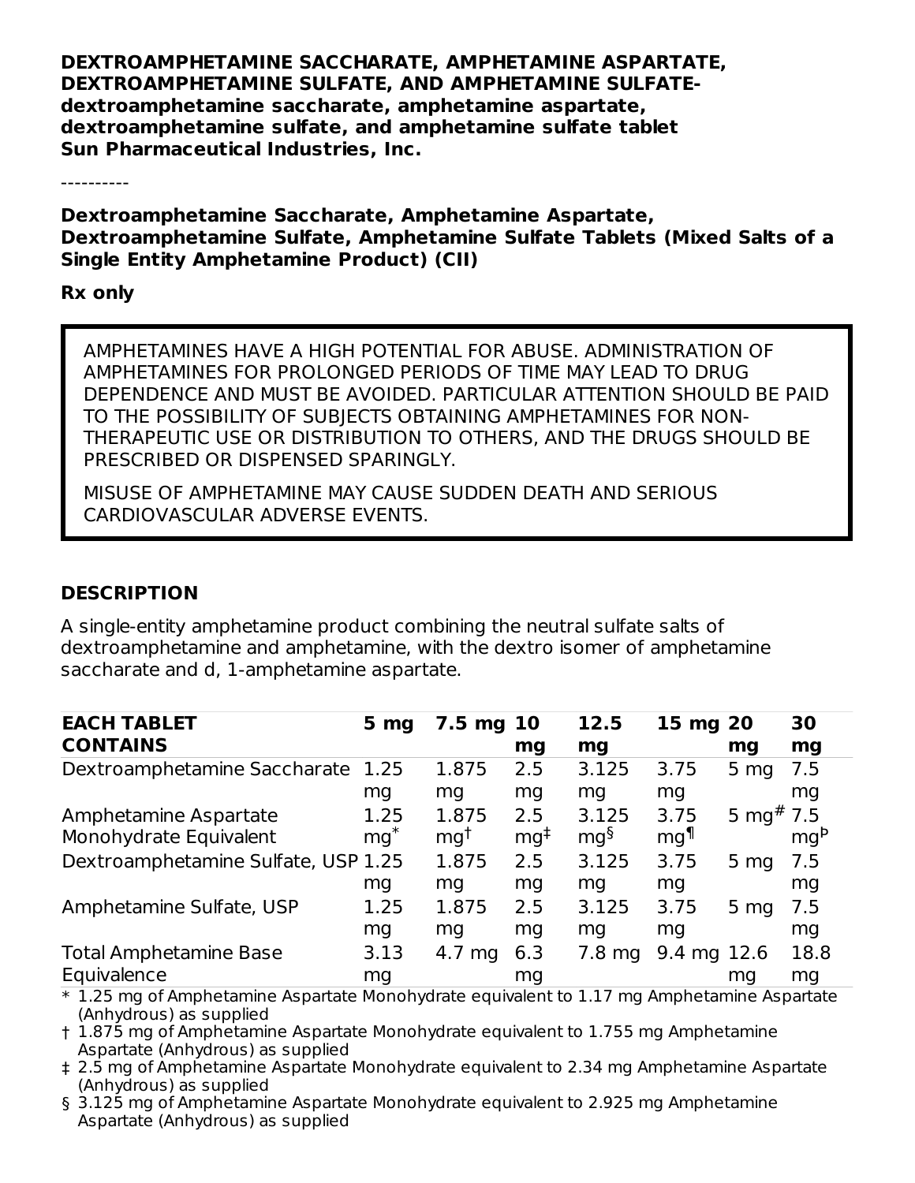**DEXTROAMPHETAMINE SACCHARATE, AMPHETAMINE ASPARTATE, DEXTROAMPHETAMINE SULFATE, AND AMPHETAMINE SULFATE- dextroamphetamine saccharate, amphetamine aspartate, dextroamphetamine sulfate, and amphetamine sulfate tablet**
**Sun Pharmaceutical Industries, Inc.**

----------

**Dextroamphetamine Saccharate, Amphetamine Aspartate, Dextroamphetamine Sulfate, Amphetamine Sulfate Tablets (Mixed Salts of a Single Entity Amphetamine Product) (CII)**

**Rx only**

AMPHETAMINES HAVE A HIGH POTENTIAL FOR ABUSE. ADMINISTRATION OF AMPHETAMINES FOR PROLONGED PERIODS OF TIME MAY LEAD TO DRUG DEPENDENCE AND MUST BE AVOIDED. PARTICULAR ATTENTION SHOULD BE PAID TO THE POSSIBILITY OF SUBJECTS OBTAINING AMPHETAMINES FOR NON-THERAPEUTIC USE OR DISTRIBUTION TO OTHERS, AND THE DRUGS SHOULD BE PRESCRIBED OR DISPENSED SPARINGLY.

MISUSE OF AMPHETAMINE MAY CAUSE SUDDEN DEATH AND SERIOUS CARDIOVASCULAR ADVERSE EVENTS.

## DESCRIPTION

A single-entity amphetamine product combining the neutral sulfate salts of dextroamphetamine and amphetamine, with the dextro isomer of amphetamine saccharate and d, 1-amphetamine aspartate.

| EACH TABLET CONTAINS | 5 mg | 7.5 mg | 10 mg | 12.5 mg | 15 mg | 20 mg | 30 mg |
|---|---|---|---|---|---|---|---|
| Dextroamphetamine Saccharate | 1.25 mg | 1.875 mg | 2.5 mg | 3.125 mg | 3.75 mg | 5 mg | 7.5 mg |
| Amphetamine Aspartate Monohydrate Equivalent | 1.25 mg* | 1.875 mg† | 2.5 mg‡ | 3.125 mg§ | 3.75 mg¶ | 5 mg# | 7.5 mgÞ |
| Dextroamphetamine Sulfate, USP | 1.25 mg | 1.875 mg | 2.5 mg | 3.125 mg | 3.75 mg | 5 mg | 7.5 mg |
| Amphetamine Sulfate, USP | 1.25 mg | 1.875 mg | 2.5 mg | 3.125 mg | 3.75 mg | 5 mg | 7.5 mg |
| Total Amphetamine Base Equivalence | 3.13 mg | 4.7 mg | 6.3 mg | 7.8 mg | 9.4 mg | 12.6 mg | 18.8 mg |

\* 1.25 mg of Amphetamine Aspartate Monohydrate equivalent to 1.17 mg Amphetamine Aspartate (Anhydrous) as supplied

† 1.875 mg of Amphetamine Aspartate Monohydrate equivalent to 1.755 mg Amphetamine Aspartate (Anhydrous) as supplied

‡ 2.5 mg of Amphetamine Aspartate Monohydrate equivalent to 2.34 mg Amphetamine Aspartate (Anhydrous) as supplied

§ 3.125 mg of Amphetamine Aspartate Monohydrate equivalent to 2.925 mg Amphetamine Aspartate (Anhydrous) as supplied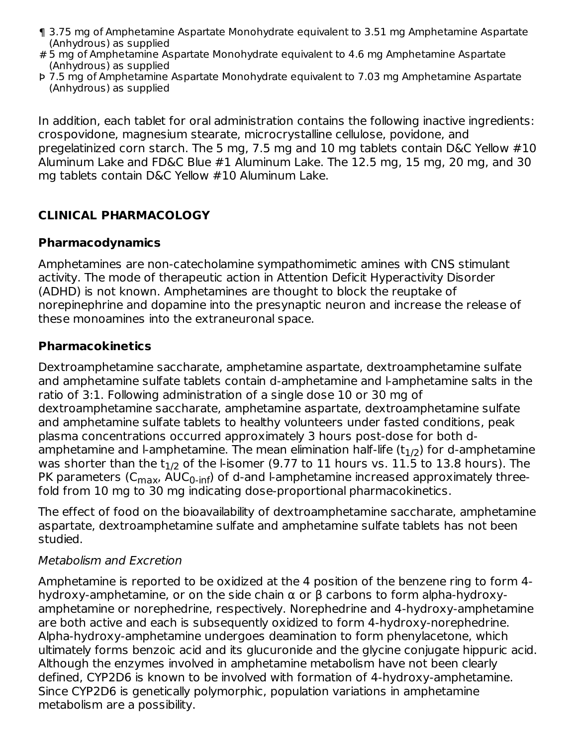¶ 3.75 mg of Amphetamine Aspartate Monohydrate equivalent to 3.51 mg Amphetamine Aspartate (Anhydrous) as supplied
# 5 mg of Amphetamine Aspartate Monohydrate equivalent to 4.6 mg Amphetamine Aspartate (Anhydrous) as supplied
Þ 7.5 mg of Amphetamine Aspartate Monohydrate equivalent to 7.03 mg Amphetamine Aspartate (Anhydrous) as supplied

In addition, each tablet for oral administration contains the following inactive ingredients: crospovidone, magnesium stearate, microcrystalline cellulose, povidone, and pregelatinized corn starch. The 5 mg, 7.5 mg and 10 mg tablets contain D&C Yellow #10 Aluminum Lake and FD&C Blue #1 Aluminum Lake. The 12.5 mg, 15 mg, 20 mg, and 30 mg tablets contain D&C Yellow #10 Aluminum Lake.

## CLINICAL PHARMACOLOGY

### Pharmacodynamics

Amphetamines are non-catecholamine sympathomimetic amines with CNS stimulant activity. The mode of therapeutic action in Attention Deficit Hyperactivity Disorder (ADHD) is not known. Amphetamines are thought to block the reuptake of norepinephrine and dopamine into the presynaptic neuron and increase the release of these monoamines into the extraneuronal space.

### Pharmacokinetics

Dextroamphetamine saccharate, amphetamine aspartate, dextroamphetamine sulfate and amphetamine sulfate tablets contain d-amphetamine and l-amphetamine salts in the ratio of 3:1. Following administration of a single dose 10 or 30 mg of dextroamphetamine saccharate, amphetamine aspartate, dextroamphetamine sulfate and amphetamine sulfate tablets to healthy volunteers under fasted conditions, peak plasma concentrations occurred approximately 3 hours post-dose for both d-amphetamine and l-amphetamine. The mean elimination half-life ($t_{1/2}$) for d-amphetamine was shorter than the $t_{1/2}$ of the l-isomer (9.77 to 11 hours vs. 11.5 to 13.8 hours). The PK parameters ($C_{max}$, $AUC_{0\text{-}inf}$) of d-and l-amphetamine increased approximately three-fold from 10 mg to 30 mg indicating dose-proportional pharmacokinetics.

The effect of food on the bioavailability of dextroamphetamine saccharate, amphetamine aspartate, dextroamphetamine sulfate and amphetamine sulfate tablets has not been studied.

*Metabolism and Excretion*

Amphetamine is reported to be oxidized at the 4 position of the benzene ring to form 4-hydroxy-amphetamine, or on the side chain α or β carbons to form alpha-hydroxy-amphetamine or norephedrine, respectively. Norephedrine and 4-hydroxy-amphetamine are both active and each is subsequently oxidized to form 4-hydroxy-norephedrine. Alpha-hydroxy-amphetamine undergoes deamination to form phenylacetone, which ultimately forms benzoic acid and its glucuronide and the glycine conjugate hippuric acid. Although the enzymes involved in amphetamine metabolism have not been clearly defined, CYP2D6 is known to be involved with formation of 4-hydroxy-amphetamine. Since CYP2D6 is genetically polymorphic, population variations in amphetamine metabolism are a possibility.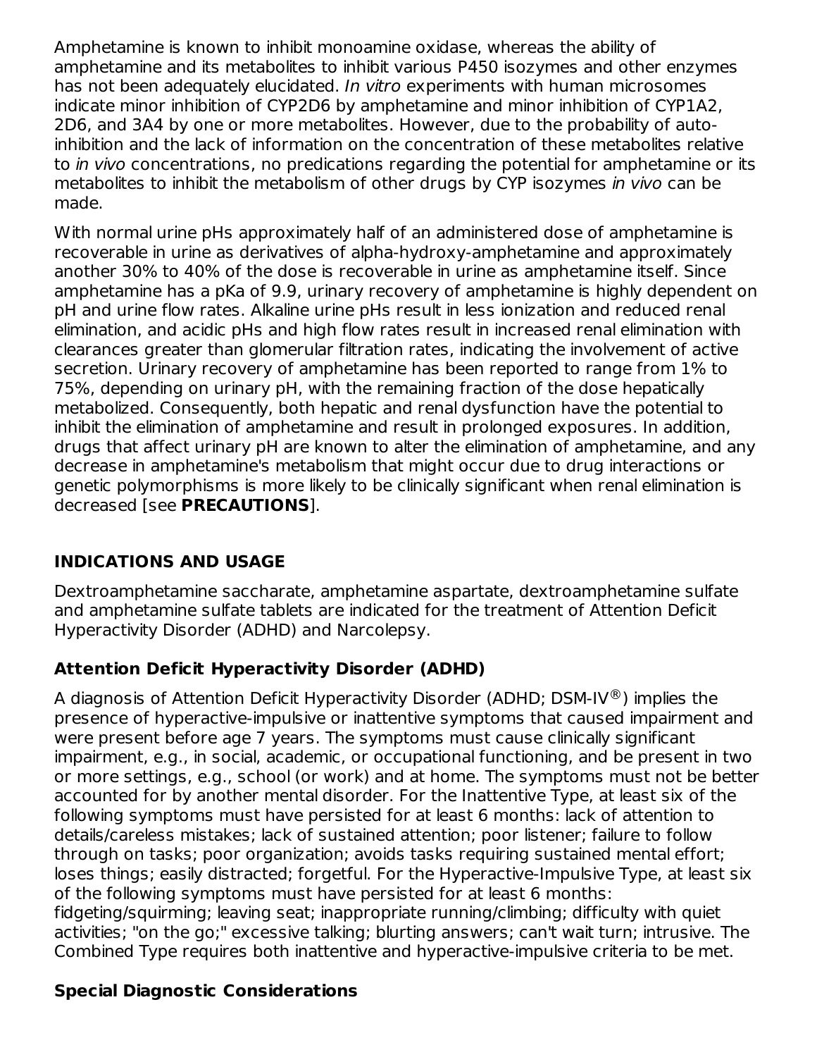Amphetamine is known to inhibit monoamine oxidase, whereas the ability of amphetamine and its metabolites to inhibit various P450 isozymes and other enzymes has not been adequately elucidated. *In vitro* experiments with human microsomes indicate minor inhibition of CYP2D6 by amphetamine and minor inhibition of CYP1A2, 2D6, and 3A4 by one or more metabolites. However, due to the probability of auto-inhibition and the lack of information on the concentration of these metabolites relative to *in vivo* concentrations, no predications regarding the potential for amphetamine or its metabolites to inhibit the metabolism of other drugs by CYP isozymes *in vivo* can be made.

With normal urine pHs approximately half of an administered dose of amphetamine is recoverable in urine as derivatives of alpha-hydroxy-amphetamine and approximately another 30% to 40% of the dose is recoverable in urine as amphetamine itself. Since amphetamine has a pKa of 9.9, urinary recovery of amphetamine is highly dependent on pH and urine flow rates. Alkaline urine pHs result in less ionization and reduced renal elimination, and acidic pHs and high flow rates result in increased renal elimination with clearances greater than glomerular filtration rates, indicating the involvement of active secretion. Urinary recovery of amphetamine has been reported to range from 1% to 75%, depending on urinary pH, with the remaining fraction of the dose hepatically metabolized. Consequently, both hepatic and renal dysfunction have the potential to inhibit the elimination of amphetamine and result in prolonged exposures. In addition, drugs that affect urinary pH are known to alter the elimination of amphetamine, and any decrease in amphetamine's metabolism that might occur due to drug interactions or genetic polymorphisms is more likely to be clinically significant when renal elimination is decreased [see **PRECAUTIONS**].

## INDICATIONS AND USAGE

Dextroamphetamine saccharate, amphetamine aspartate, dextroamphetamine sulfate and amphetamine sulfate tablets are indicated for the treatment of Attention Deficit Hyperactivity Disorder (ADHD) and Narcolepsy.

### Attention Deficit Hyperactivity Disorder (ADHD)

A diagnosis of Attention Deficit Hyperactivity Disorder (ADHD; DSM-IV®) implies the presence of hyperactive-impulsive or inattentive symptoms that caused impairment and were present before age 7 years. The symptoms must cause clinically significant impairment, e.g., in social, academic, or occupational functioning, and be present in two or more settings, e.g., school (or work) and at home. The symptoms must not be better accounted for by another mental disorder. For the Inattentive Type, at least six of the following symptoms must have persisted for at least 6 months: lack of attention to details/careless mistakes; lack of sustained attention; poor listener; failure to follow through on tasks; poor organization; avoids tasks requiring sustained mental effort; loses things; easily distracted; forgetful. For the Hyperactive-Impulsive Type, at least six of the following symptoms must have persisted for at least 6 months: fidgeting/squirming; leaving seat; inappropriate running/climbing; difficulty with quiet activities; "on the go;" excessive talking; blurting answers; can't wait turn; intrusive. The Combined Type requires both inattentive and hyperactive-impulsive criteria to be met.

### Special Diagnostic Considerations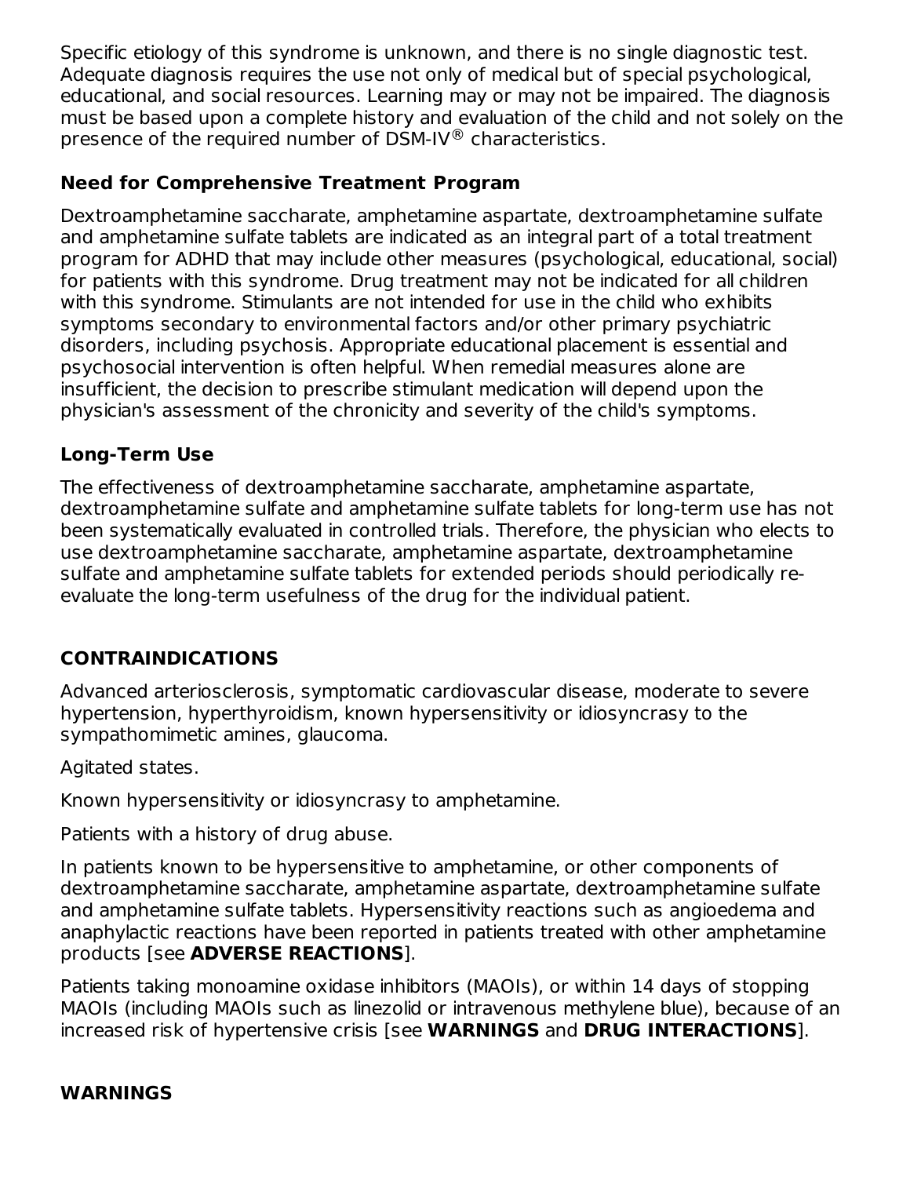Specific etiology of this syndrome is unknown, and there is no single diagnostic test. Adequate diagnosis requires the use not only of medical but of special psychological, educational, and social resources. Learning may or may not be impaired. The diagnosis must be based upon a complete history and evaluation of the child and not solely on the presence of the required number of DSM-IV® characteristics.

### Need for Comprehensive Treatment Program

Dextroamphetamine saccharate, amphetamine aspartate, dextroamphetamine sulfate and amphetamine sulfate tablets are indicated as an integral part of a total treatment program for ADHD that may include other measures (psychological, educational, social) for patients with this syndrome. Drug treatment may not be indicated for all children with this syndrome. Stimulants are not intended for use in the child who exhibits symptoms secondary to environmental factors and/or other primary psychiatric disorders, including psychosis. Appropriate educational placement is essential and psychosocial intervention is often helpful. When remedial measures alone are insufficient, the decision to prescribe stimulant medication will depend upon the physician's assessment of the chronicity and severity of the child's symptoms.

### Long-Term Use

The effectiveness of dextroamphetamine saccharate, amphetamine aspartate, dextroamphetamine sulfate and amphetamine sulfate tablets for long-term use has not been systematically evaluated in controlled trials. Therefore, the physician who elects to use dextroamphetamine saccharate, amphetamine aspartate, dextroamphetamine sulfate and amphetamine sulfate tablets for extended periods should periodically re-evaluate the long-term usefulness of the drug for the individual patient.

## CONTRAINDICATIONS

Advanced arteriosclerosis, symptomatic cardiovascular disease, moderate to severe hypertension, hyperthyroidism, known hypersensitivity or idiosyncrasy to the sympathomimetic amines, glaucoma.

Agitated states.

Known hypersensitivity or idiosyncrasy to amphetamine.

Patients with a history of drug abuse.

In patients known to be hypersensitive to amphetamine, or other components of dextroamphetamine saccharate, amphetamine aspartate, dextroamphetamine sulfate and amphetamine sulfate tablets. Hypersensitivity reactions such as angioedema and anaphylactic reactions have been reported in patients treated with other amphetamine products [see **ADVERSE REACTIONS**].

Patients taking monoamine oxidase inhibitors (MAOIs), or within 14 days of stopping MAOIs (including MAOIs such as linezolid or intravenous methylene blue), because of an increased risk of hypertensive crisis [see **WARNINGS** and **DRUG INTERACTIONS**].

## WARNINGS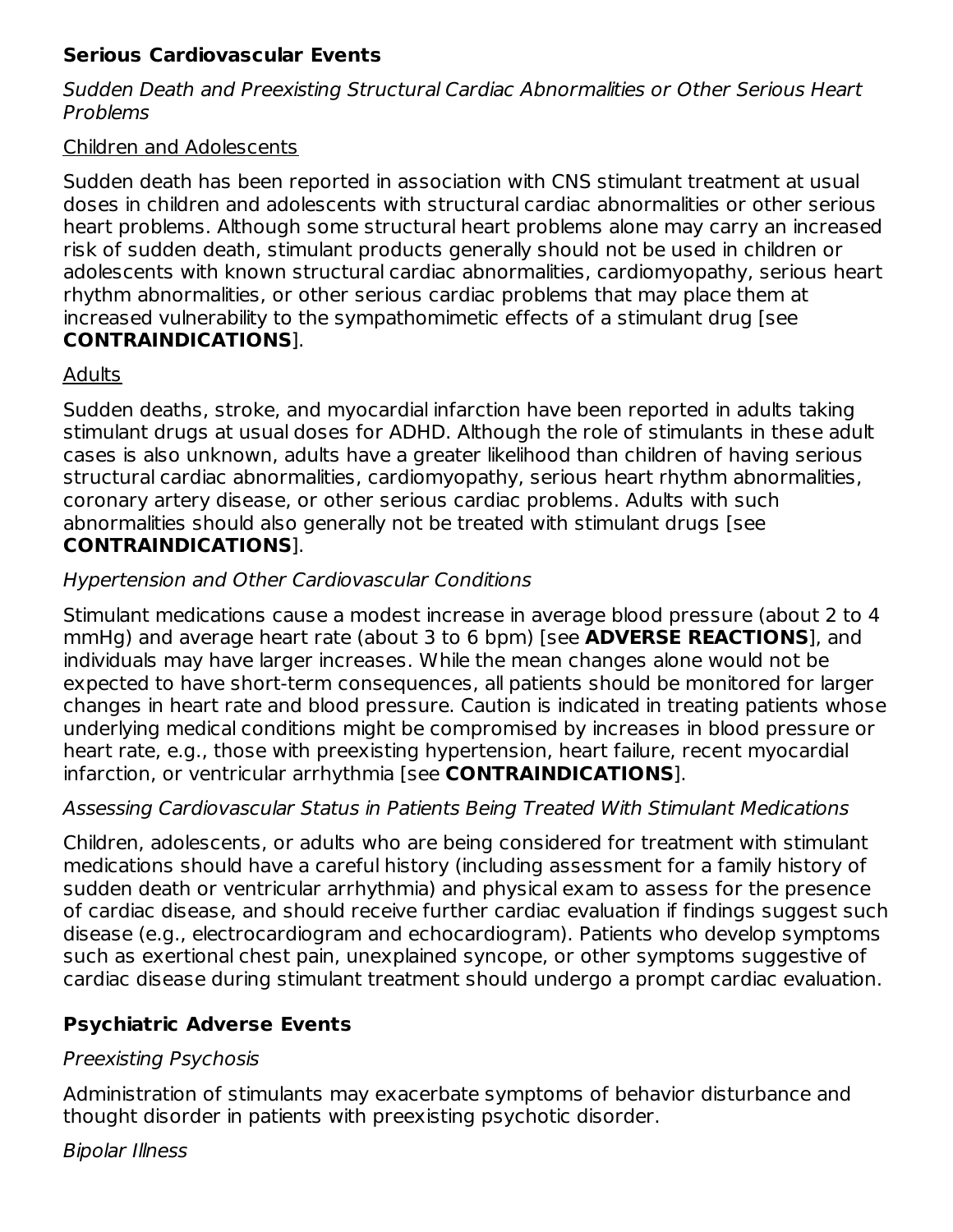### Serious Cardiovascular Events

*Sudden Death and Preexisting Structural Cardiac Abnormalities or Other Serious Heart Problems*

Children and Adolescents

Sudden death has been reported in association with CNS stimulant treatment at usual doses in children and adolescents with structural cardiac abnormalities or other serious heart problems. Although some structural heart problems alone may carry an increased risk of sudden death, stimulant products generally should not be used in children or adolescents with known structural cardiac abnormalities, cardiomyopathy, serious heart rhythm abnormalities, or other serious cardiac problems that may place them at increased vulnerability to the sympathomimetic effects of a stimulant drug [see **CONTRAINDICATIONS**].

Adults

Sudden deaths, stroke, and myocardial infarction have been reported in adults taking stimulant drugs at usual doses for ADHD. Although the role of stimulants in these adult cases is also unknown, adults have a greater likelihood than children of having serious structural cardiac abnormalities, cardiomyopathy, serious heart rhythm abnormalities, coronary artery disease, or other serious cardiac problems. Adults with such abnormalities should also generally not be treated with stimulant drugs [see **CONTRAINDICATIONS**].

*Hypertension and Other Cardiovascular Conditions*

Stimulant medications cause a modest increase in average blood pressure (about 2 to 4 mmHg) and average heart rate (about 3 to 6 bpm) [see **ADVERSE REACTIONS**], and individuals may have larger increases. While the mean changes alone would not be expected to have short-term consequences, all patients should be monitored for larger changes in heart rate and blood pressure. Caution is indicated in treating patients whose underlying medical conditions might be compromised by increases in blood pressure or heart rate, e.g., those with preexisting hypertension, heart failure, recent myocardial infarction, or ventricular arrhythmia [see **CONTRAINDICATIONS**].

*Assessing Cardiovascular Status in Patients Being Treated With Stimulant Medications*

Children, adolescents, or adults who are being considered for treatment with stimulant medications should have a careful history (including assessment for a family history of sudden death or ventricular arrhythmia) and physical exam to assess for the presence of cardiac disease, and should receive further cardiac evaluation if findings suggest such disease (e.g., electrocardiogram and echocardiogram). Patients who develop symptoms such as exertional chest pain, unexplained syncope, or other symptoms suggestive of cardiac disease during stimulant treatment should undergo a prompt cardiac evaluation.

### Psychiatric Adverse Events

*Preexisting Psychosis*

Administration of stimulants may exacerbate symptoms of behavior disturbance and thought disorder in patients with preexisting psychotic disorder.

*Bipolar Illness*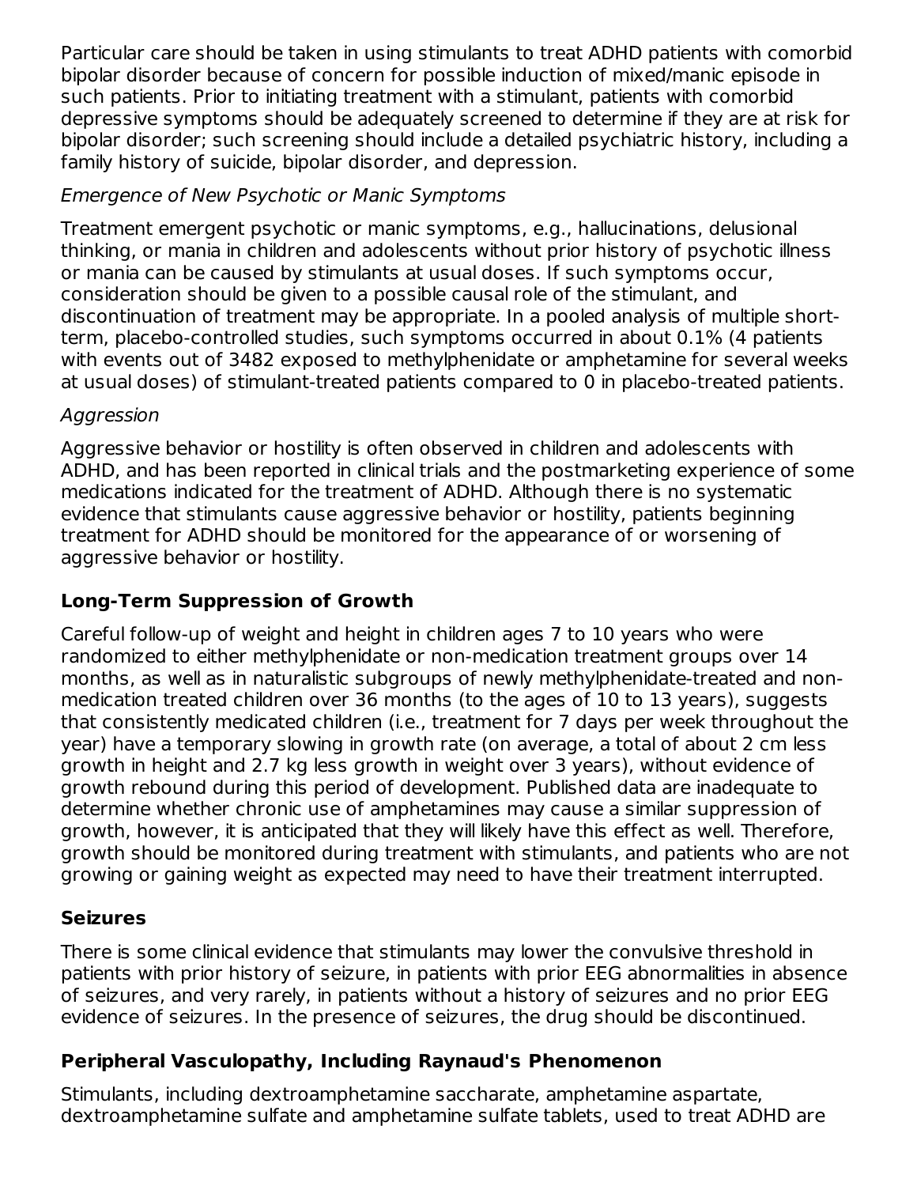Particular care should be taken in using stimulants to treat ADHD patients with comorbid bipolar disorder because of concern for possible induction of mixed/manic episode in such patients. Prior to initiating treatment with a stimulant, patients with comorbid depressive symptoms should be adequately screened to determine if they are at risk for bipolar disorder; such screening should include a detailed psychiatric history, including a family history of suicide, bipolar disorder, and depression.

*Emergence of New Psychotic or Manic Symptoms*

Treatment emergent psychotic or manic symptoms, e.g., hallucinations, delusional thinking, or mania in children and adolescents without prior history of psychotic illness or mania can be caused by stimulants at usual doses. If such symptoms occur, consideration should be given to a possible causal role of the stimulant, and discontinuation of treatment may be appropriate. In a pooled analysis of multiple short-term, placebo-controlled studies, such symptoms occurred in about 0.1% (4 patients with events out of 3482 exposed to methylphenidate or amphetamine for several weeks at usual doses) of stimulant-treated patients compared to 0 in placebo-treated patients.

*Aggression*

Aggressive behavior or hostility is often observed in children and adolescents with ADHD, and has been reported in clinical trials and the postmarketing experience of some medications indicated for the treatment of ADHD. Although there is no systematic evidence that stimulants cause aggressive behavior or hostility, patients beginning treatment for ADHD should be monitored for the appearance of or worsening of aggressive behavior or hostility.

**Long-Term Suppression of Growth**

Careful follow-up of weight and height in children ages 7 to 10 years who were randomized to either methylphenidate or non-medication treatment groups over 14 months, as well as in naturalistic subgroups of newly methylphenidate-treated and non-medication treated children over 36 months (to the ages of 10 to 13 years), suggests that consistently medicated children (i.e., treatment for 7 days per week throughout the year) have a temporary slowing in growth rate (on average, a total of about 2 cm less growth in height and 2.7 kg less growth in weight over 3 years), without evidence of growth rebound during this period of development. Published data are inadequate to determine whether chronic use of amphetamines may cause a similar suppression of growth, however, it is anticipated that they will likely have this effect as well. Therefore, growth should be monitored during treatment with stimulants, and patients who are not growing or gaining weight as expected may need to have their treatment interrupted.

**Seizures**

There is some clinical evidence that stimulants may lower the convulsive threshold in patients with prior history of seizure, in patients with prior EEG abnormalities in absence of seizures, and very rarely, in patients without a history of seizures and no prior EEG evidence of seizures. In the presence of seizures, the drug should be discontinued.

**Peripheral Vasculopathy, Including Raynaud's Phenomenon**

Stimulants, including dextroamphetamine saccharate, amphetamine aspartate, dextroamphetamine sulfate and amphetamine sulfate tablets, used to treat ADHD are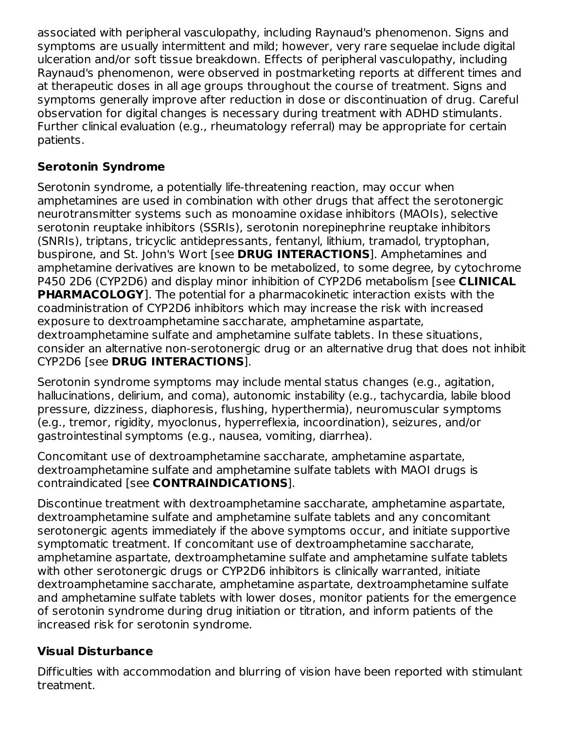associated with peripheral vasculopathy, including Raynaud's phenomenon. Signs and symptoms are usually intermittent and mild; however, very rare sequelae include digital ulceration and/or soft tissue breakdown. Effects of peripheral vasculopathy, including Raynaud's phenomenon, were observed in postmarketing reports at different times and at therapeutic doses in all age groups throughout the course of treatment. Signs and symptoms generally improve after reduction in dose or discontinuation of drug. Careful observation for digital changes is necessary during treatment with ADHD stimulants. Further clinical evaluation (e.g., rheumatology referral) may be appropriate for certain patients.

### Serotonin Syndrome

Serotonin syndrome, a potentially life-threatening reaction, may occur when amphetamines are used in combination with other drugs that affect the serotonergic neurotransmitter systems such as monoamine oxidase inhibitors (MAOIs), selective serotonin reuptake inhibitors (SSRIs), serotonin norepinephrine reuptake inhibitors (SNRIs), triptans, tricyclic antidepressants, fentanyl, lithium, tramadol, tryptophan, buspirone, and St. John's Wort [see **DRUG INTERACTIONS**]. Amphetamines and amphetamine derivatives are known to be metabolized, to some degree, by cytochrome P450 2D6 (CYP2D6) and display minor inhibition of CYP2D6 metabolism [see **CLINICAL PHARMACOLOGY**]. The potential for a pharmacokinetic interaction exists with the coadministration of CYP2D6 inhibitors which may increase the risk with increased exposure to dextroamphetamine saccharate, amphetamine aspartate, dextroamphetamine sulfate and amphetamine sulfate tablets. In these situations, consider an alternative non-serotonergic drug or an alternative drug that does not inhibit CYP2D6 [see **DRUG INTERACTIONS**].

Serotonin syndrome symptoms may include mental status changes (e.g., agitation, hallucinations, delirium, and coma), autonomic instability (e.g., tachycardia, labile blood pressure, dizziness, diaphoresis, flushing, hyperthermia), neuromuscular symptoms (e.g., tremor, rigidity, myoclonus, hyperreflexia, incoordination), seizures, and/or gastrointestinal symptoms (e.g., nausea, vomiting, diarrhea).

Concomitant use of dextroamphetamine saccharate, amphetamine aspartate, dextroamphetamine sulfate and amphetamine sulfate tablets with MAOI drugs is contraindicated [see **CONTRAINDICATIONS**].

Discontinue treatment with dextroamphetamine saccharate, amphetamine aspartate, dextroamphetamine sulfate and amphetamine sulfate tablets and any concomitant serotonergic agents immediately if the above symptoms occur, and initiate supportive symptomatic treatment. If concomitant use of dextroamphetamine saccharate, amphetamine aspartate, dextroamphetamine sulfate and amphetamine sulfate tablets with other serotonergic drugs or CYP2D6 inhibitors is clinically warranted, initiate dextroamphetamine saccharate, amphetamine aspartate, dextroamphetamine sulfate and amphetamine sulfate tablets with lower doses, monitor patients for the emergence of serotonin syndrome during drug initiation or titration, and inform patients of the increased risk for serotonin syndrome.

### Visual Disturbance

Difficulties with accommodation and blurring of vision have been reported with stimulant treatment.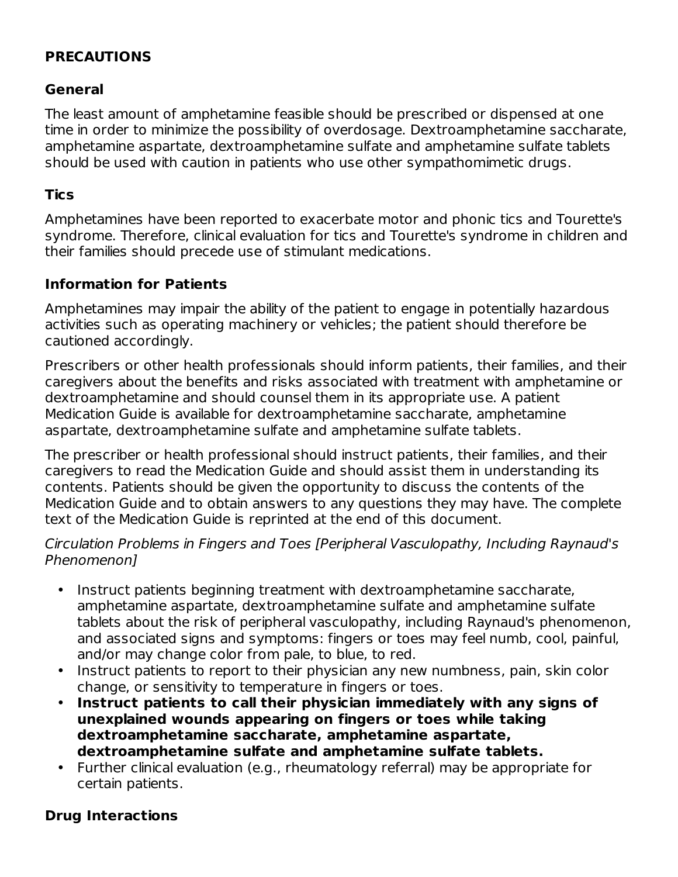## PRECAUTIONS

### General

The least amount of amphetamine feasible should be prescribed or dispensed at one time in order to minimize the possibility of overdosage. Dextroamphetamine saccharate, amphetamine aspartate, dextroamphetamine sulfate and amphetamine sulfate tablets should be used with caution in patients who use other sympathomimetic drugs.

### Tics

Amphetamines have been reported to exacerbate motor and phonic tics and Tourette's syndrome. Therefore, clinical evaluation for tics and Tourette's syndrome in children and their families should precede use of stimulant medications.

### Information for Patients

Amphetamines may impair the ability of the patient to engage in potentially hazardous activities such as operating machinery or vehicles; the patient should therefore be cautioned accordingly.

Prescribers or other health professionals should inform patients, their families, and their caregivers about the benefits and risks associated with treatment with amphetamine or dextroamphetamine and should counsel them in its appropriate use. A patient Medication Guide is available for dextroamphetamine saccharate, amphetamine aspartate, dextroamphetamine sulfate and amphetamine sulfate tablets.

The prescriber or health professional should instruct patients, their families, and their caregivers to read the Medication Guide and should assist them in understanding its contents. Patients should be given the opportunity to discuss the contents of the Medication Guide and to obtain answers to any questions they may have. The complete text of the Medication Guide is reprinted at the end of this document.

*Circulation Problems in Fingers and Toes [Peripheral Vasculopathy, Including Raynaud's Phenomenon]*

- Instruct patients beginning treatment with dextroamphetamine saccharate, amphetamine aspartate, dextroamphetamine sulfate and amphetamine sulfate tablets about the risk of peripheral vasculopathy, including Raynaud's phenomenon, and associated signs and symptoms: fingers or toes may feel numb, cool, painful, and/or may change color from pale, to blue, to red.
- Instruct patients to report to their physician any new numbness, pain, skin color change, or sensitivity to temperature in fingers or toes.
- **Instruct patients to call their physician immediately with any signs of unexplained wounds appearing on fingers or toes while taking dextroamphetamine saccharate, amphetamine aspartate, dextroamphetamine sulfate and amphetamine sulfate tablets.**
- Further clinical evaluation (e.g., rheumatology referral) may be appropriate for certain patients.

### Drug Interactions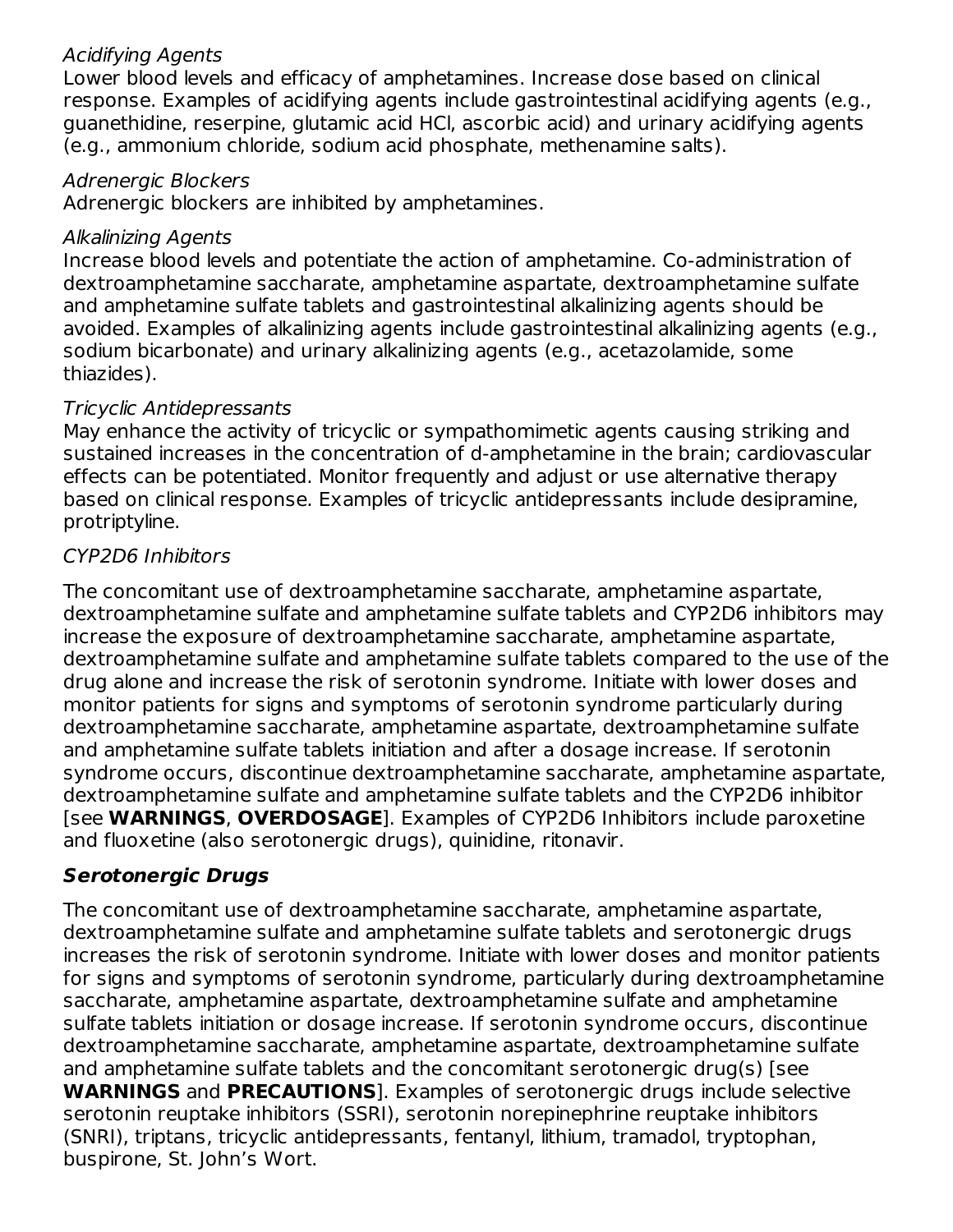*Acidifying Agents*

Lower blood levels and efficacy of amphetamines. Increase dose based on clinical response. Examples of acidifying agents include gastrointestinal acidifying agents (e.g., guanethidine, reserpine, glutamic acid HCl, ascorbic acid) and urinary acidifying agents (e.g., ammonium chloride, sodium acid phosphate, methenamine salts).

*Adrenergic Blockers*

Adrenergic blockers are inhibited by amphetamines.

*Alkalinizing Agents*

Increase blood levels and potentiate the action of amphetamine. Co-administration of dextroamphetamine saccharate, amphetamine aspartate, dextroamphetamine sulfate and amphetamine sulfate tablets and gastrointestinal alkalinizing agents should be avoided. Examples of alkalinizing agents include gastrointestinal alkalinizing agents (e.g., sodium bicarbonate) and urinary alkalinizing agents (e.g., acetazolamide, some thiazides).

*Tricyclic Antidepressants*

May enhance the activity of tricyclic or sympathomimetic agents causing striking and sustained increases in the concentration of d-amphetamine in the brain; cardiovascular effects can be potentiated. Monitor frequently and adjust or use alternative therapy based on clinical response. Examples of tricyclic antidepressants include desipramine, protriptyline.

*CYP2D6 Inhibitors*

The concomitant use of dextroamphetamine saccharate, amphetamine aspartate, dextroamphetamine sulfate and amphetamine sulfate tablets and CYP2D6 inhibitors may increase the exposure of dextroamphetamine saccharate, amphetamine aspartate, dextroamphetamine sulfate and amphetamine sulfate tablets compared to the use of the drug alone and increase the risk of serotonin syndrome. Initiate with lower doses and monitor patients for signs and symptoms of serotonin syndrome particularly during dextroamphetamine saccharate, amphetamine aspartate, dextroamphetamine sulfate and amphetamine sulfate tablets initiation and after a dosage increase. If serotonin syndrome occurs, discontinue dextroamphetamine saccharate, amphetamine aspartate, dextroamphetamine sulfate and amphetamine sulfate tablets and the CYP2D6 inhibitor [see **WARNINGS**, **OVERDOSAGE**]. Examples of CYP2D6 Inhibitors include paroxetine and fluoxetine (also serotonergic drugs), quinidine, ritonavir.

***Serotonergic Drugs***

The concomitant use of dextroamphetamine saccharate, amphetamine aspartate, dextroamphetamine sulfate and amphetamine sulfate tablets and serotonergic drugs increases the risk of serotonin syndrome. Initiate with lower doses and monitor patients for signs and symptoms of serotonin syndrome, particularly during dextroamphetamine saccharate, amphetamine aspartate, dextroamphetamine sulfate and amphetamine sulfate tablets initiation or dosage increase. If serotonin syndrome occurs, discontinue dextroamphetamine saccharate, amphetamine aspartate, dextroamphetamine sulfate and amphetamine sulfate tablets and the concomitant serotonergic drug(s) [see **WARNINGS** and **PRECAUTIONS**]. Examples of serotonergic drugs include selective serotonin reuptake inhibitors (SSRI), serotonin norepinephrine reuptake inhibitors (SNRI), triptans, tricyclic antidepressants, fentanyl, lithium, tramadol, tryptophan, buspirone, St. John's Wort.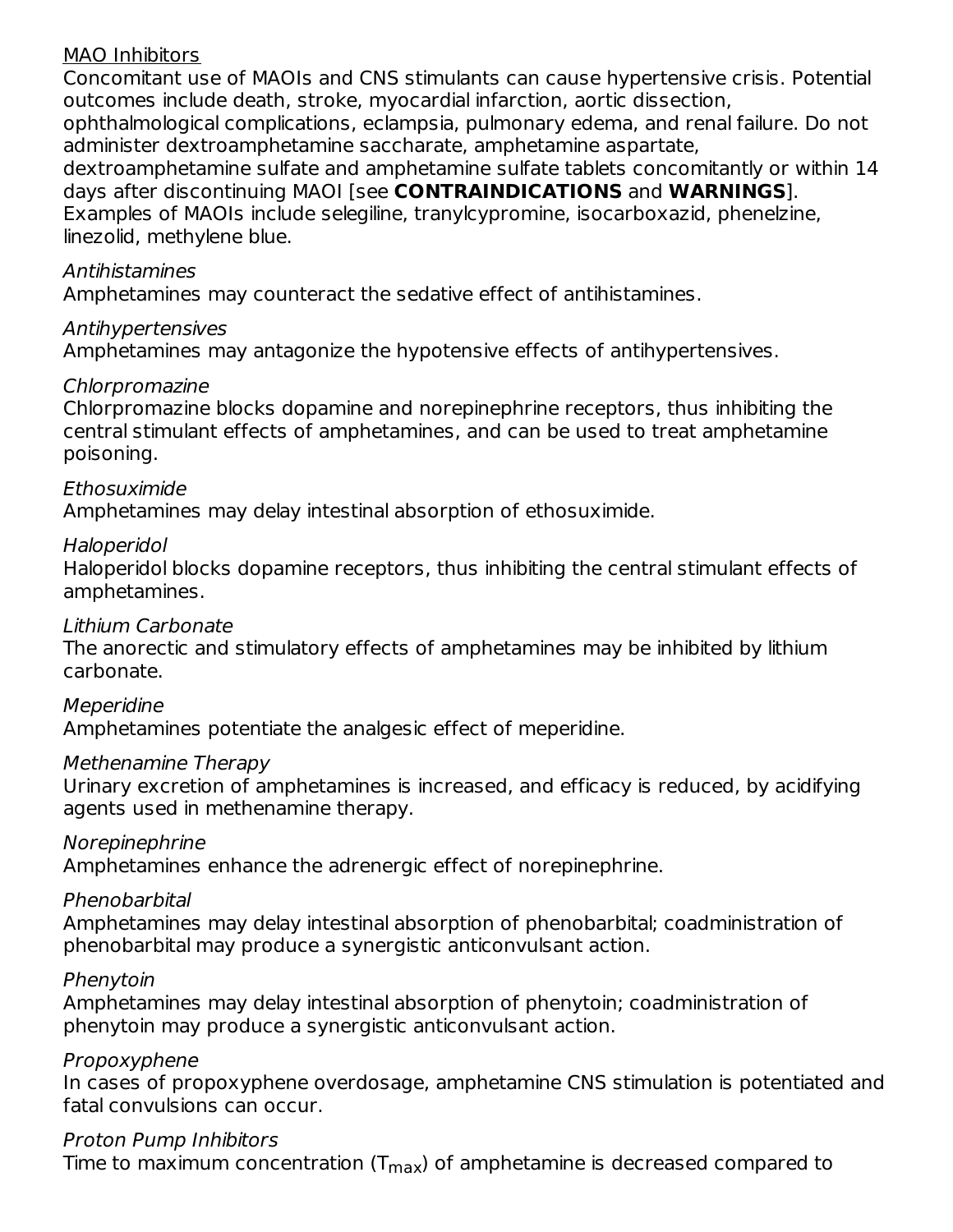MAO Inhibitors

Concomitant use of MAOIs and CNS stimulants can cause hypertensive crisis. Potential outcomes include death, stroke, myocardial infarction, aortic dissection, ophthalmological complications, eclampsia, pulmonary edema, and renal failure. Do not administer dextroamphetamine saccharate, amphetamine aspartate, dextroamphetamine sulfate and amphetamine sulfate tablets concomitantly or within 14 days after discontinuing MAOI [see **CONTRAINDICATIONS** and **WARNINGS**]. Examples of MAOIs include selegiline, tranylcypromine, isocarboxazid, phenelzine, linezolid, methylene blue.

*Antihistamines*

Amphetamines may counteract the sedative effect of antihistamines.

*Antihypertensives*

Amphetamines may antagonize the hypotensive effects of antihypertensives.

*Chlorpromazine*

Chlorpromazine blocks dopamine and norepinephrine receptors, thus inhibiting the central stimulant effects of amphetamines, and can be used to treat amphetamine poisoning.

*Ethosuximide*

Amphetamines may delay intestinal absorption of ethosuximide.

*Haloperidol*

Haloperidol blocks dopamine receptors, thus inhibiting the central stimulant effects of amphetamines.

*Lithium Carbonate*

The anorectic and stimulatory effects of amphetamines may be inhibited by lithium carbonate.

*Meperidine*

Amphetamines potentiate the analgesic effect of meperidine.

*Methenamine Therapy*

Urinary excretion of amphetamines is increased, and efficacy is reduced, by acidifying agents used in methenamine therapy.

*Norepinephrine*

Amphetamines enhance the adrenergic effect of norepinephrine.

*Phenobarbital*

Amphetamines may delay intestinal absorption of phenobarbital; coadministration of phenobarbital may produce a synergistic anticonvulsant action.

*Phenytoin*

Amphetamines may delay intestinal absorption of phenytoin; coadministration of phenytoin may produce a synergistic anticonvulsant action.

*Propoxyphene*

In cases of propoxyphene overdosage, amphetamine CNS stimulation is potentiated and fatal convulsions can occur.

*Proton Pump Inhibitors*

Time to maximum concentration ($T_{max}$) of amphetamine is decreased compared to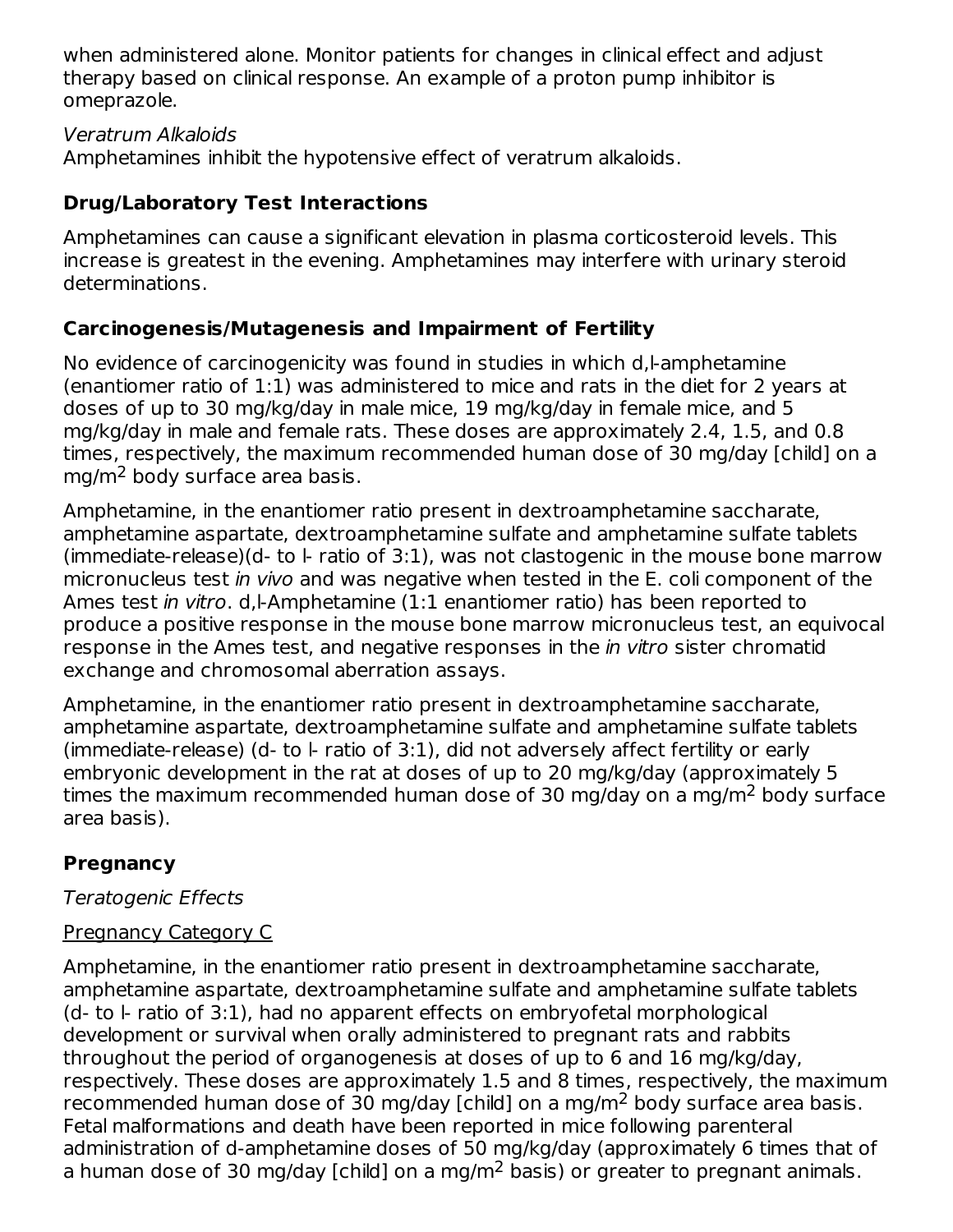when administered alone. Monitor patients for changes in clinical effect and adjust therapy based on clinical response. An example of a proton pump inhibitor is omeprazole.

*Veratrum Alkaloids*

Amphetamines inhibit the hypotensive effect of veratrum alkaloids.

### Drug/Laboratory Test Interactions

Amphetamines can cause a significant elevation in plasma corticosteroid levels. This increase is greatest in the evening. Amphetamines may interfere with urinary steroid determinations.

### Carcinogenesis/Mutagenesis and Impairment of Fertility

No evidence of carcinogenicity was found in studies in which d,l-amphetamine (enantiomer ratio of 1:1) was administered to mice and rats in the diet for 2 years at doses of up to 30 mg/kg/day in male mice, 19 mg/kg/day in female mice, and 5 mg/kg/day in male and female rats. These doses are approximately 2.4, 1.5, and 0.8 times, respectively, the maximum recommended human dose of 30 mg/day [child] on a mg/m$^2$ body surface area basis.

Amphetamine, in the enantiomer ratio present in dextroamphetamine saccharate, amphetamine aspartate, dextroamphetamine sulfate and amphetamine sulfate tablets (immediate-release)(d- to l- ratio of 3:1), was not clastogenic in the mouse bone marrow micronucleus test *in vivo* and was negative when tested in the E. coli component of the Ames test *in vitro*. d,l-Amphetamine (1:1 enantiomer ratio) has been reported to produce a positive response in the mouse bone marrow micronucleus test, an equivocal response in the Ames test, and negative responses in the *in vitro* sister chromatid exchange and chromosomal aberration assays.

Amphetamine, in the enantiomer ratio present in dextroamphetamine saccharate, amphetamine aspartate, dextroamphetamine sulfate and amphetamine sulfate tablets (immediate-release) (d- to l- ratio of 3:1), did not adversely affect fertility or early embryonic development in the rat at doses of up to 20 mg/kg/day (approximately 5 times the maximum recommended human dose of 30 mg/day on a mg/m$^2$ body surface area basis).

### Pregnancy

*Teratogenic Effects*

Pregnancy Category C

Amphetamine, in the enantiomer ratio present in dextroamphetamine saccharate, amphetamine aspartate, dextroamphetamine sulfate and amphetamine sulfate tablets (d- to l- ratio of 3:1), had no apparent effects on embryofetal morphological development or survival when orally administered to pregnant rats and rabbits throughout the period of organogenesis at doses of up to 6 and 16 mg/kg/day, respectively. These doses are approximately 1.5 and 8 times, respectively, the maximum recommended human dose of 30 mg/day [child] on a mg/m$^2$ body surface area basis. Fetal malformations and death have been reported in mice following parenteral administration of d-amphetamine doses of 50 mg/kg/day (approximately 6 times that of a human dose of 30 mg/day [child] on a mg/m$^2$ basis) or greater to pregnant animals.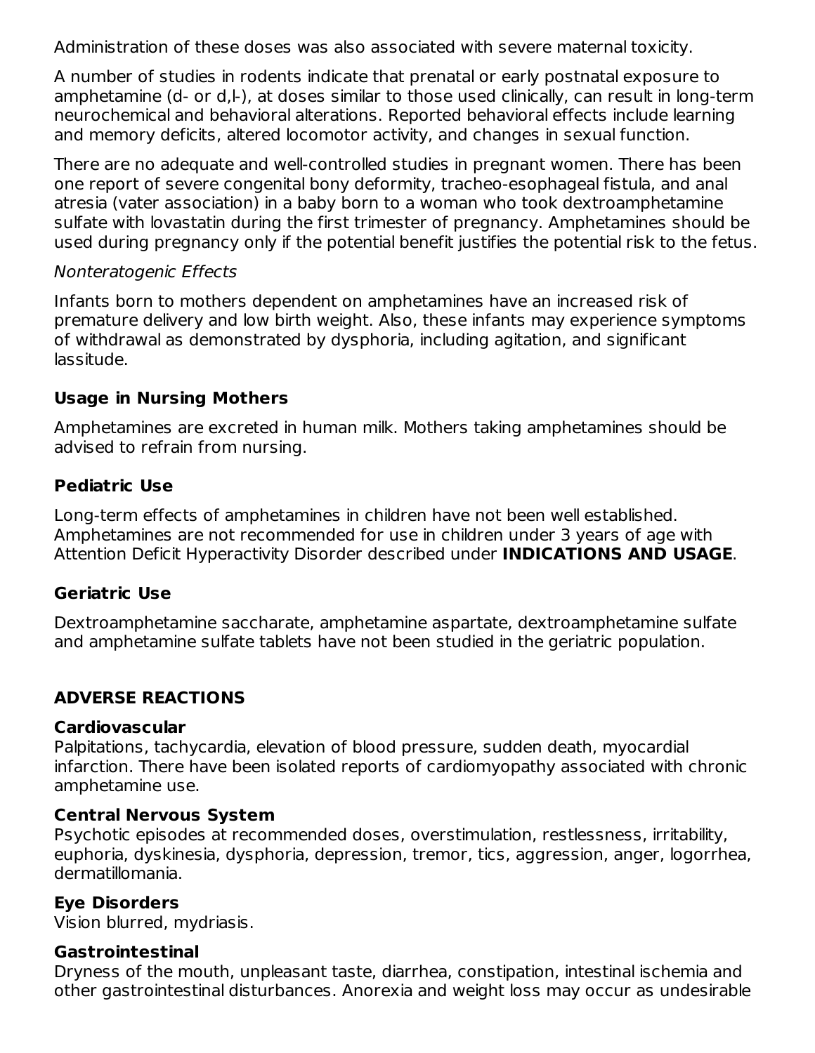Administration of these doses was also associated with severe maternal toxicity.

A number of studies in rodents indicate that prenatal or early postnatal exposure to amphetamine (d- or d,l-), at doses similar to those used clinically, can result in long-term neurochemical and behavioral alterations. Reported behavioral effects include learning and memory deficits, altered locomotor activity, and changes in sexual function.

There are no adequate and well-controlled studies in pregnant women. There has been one report of severe congenital bony deformity, tracheo-esophageal fistula, and anal atresia (vater association) in a baby born to a woman who took dextroamphetamine sulfate with lovastatin during the first trimester of pregnancy. Amphetamines should be used during pregnancy only if the potential benefit justifies the potential risk to the fetus.

*Nonteratogenic Effects*

Infants born to mothers dependent on amphetamines have an increased risk of premature delivery and low birth weight. Also, these infants may experience symptoms of withdrawal as demonstrated by dysphoria, including agitation, and significant lassitude.

### Usage in Nursing Mothers

Amphetamines are excreted in human milk. Mothers taking amphetamines should be advised to refrain from nursing.

### Pediatric Use

Long-term effects of amphetamines in children have not been well established. Amphetamines are not recommended for use in children under 3 years of age with Attention Deficit Hyperactivity Disorder described under **INDICATIONS AND USAGE**.

### Geriatric Use

Dextroamphetamine saccharate, amphetamine aspartate, dextroamphetamine sulfate and amphetamine sulfate tablets have not been studied in the geriatric population.

## ADVERSE REACTIONS

### Cardiovascular

Palpitations, tachycardia, elevation of blood pressure, sudden death, myocardial infarction. There have been isolated reports of cardiomyopathy associated with chronic amphetamine use.

### Central Nervous System

Psychotic episodes at recommended doses, overstimulation, restlessness, irritability, euphoria, dyskinesia, dysphoria, depression, tremor, tics, aggression, anger, logorrhea, dermatillomania.

### Eye Disorders

Vision blurred, mydriasis.

### Gastrointestinal

Dryness of the mouth, unpleasant taste, diarrhea, constipation, intestinal ischemia and other gastrointestinal disturbances. Anorexia and weight loss may occur as undesirable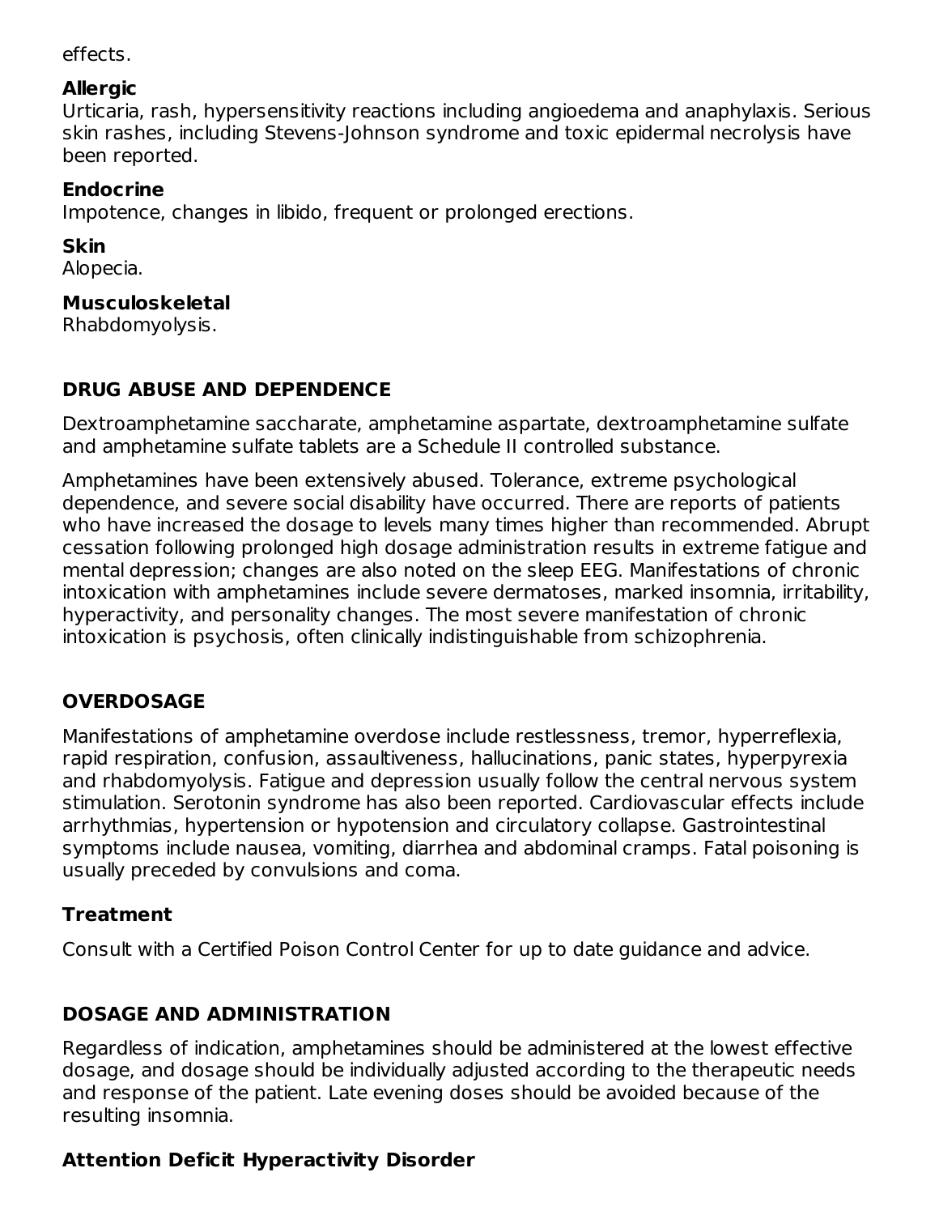effects.

**Allergic**

Urticaria, rash, hypersensitivity reactions including angioedema and anaphylaxis. Serious skin rashes, including Stevens-Johnson syndrome and toxic epidermal necrolysis have been reported.

**Endocrine**

Impotence, changes in libido, frequent or prolonged erections.

**Skin**

Alopecia.

**Musculoskeletal**

Rhabdomyolysis.

## DRUG ABUSE AND DEPENDENCE

Dextroamphetamine saccharate, amphetamine aspartate, dextroamphetamine sulfate and amphetamine sulfate tablets are a Schedule II controlled substance.

Amphetamines have been extensively abused. Tolerance, extreme psychological dependence, and severe social disability have occurred. There are reports of patients who have increased the dosage to levels many times higher than recommended. Abrupt cessation following prolonged high dosage administration results in extreme fatigue and mental depression; changes are also noted on the sleep EEG. Manifestations of chronic intoxication with amphetamines include severe dermatoses, marked insomnia, irritability, hyperactivity, and personality changes. The most severe manifestation of chronic intoxication is psychosis, often clinically indistinguishable from schizophrenia.

## OVERDOSAGE

Manifestations of amphetamine overdose include restlessness, tremor, hyperreflexia, rapid respiration, confusion, assaultiveness, hallucinations, panic states, hyperpyrexia and rhabdomyolysis. Fatigue and depression usually follow the central nervous system stimulation. Serotonin syndrome has also been reported. Cardiovascular effects include arrhythmias, hypertension or hypotension and circulatory collapse. Gastrointestinal symptoms include nausea, vomiting, diarrhea and abdominal cramps. Fatal poisoning is usually preceded by convulsions and coma.

### Treatment

Consult with a Certified Poison Control Center for up to date guidance and advice.

## DOSAGE AND ADMINISTRATION

Regardless of indication, amphetamines should be administered at the lowest effective dosage, and dosage should be individually adjusted according to the therapeutic needs and response of the patient. Late evening doses should be avoided because of the resulting insomnia.

### Attention Deficit Hyperactivity Disorder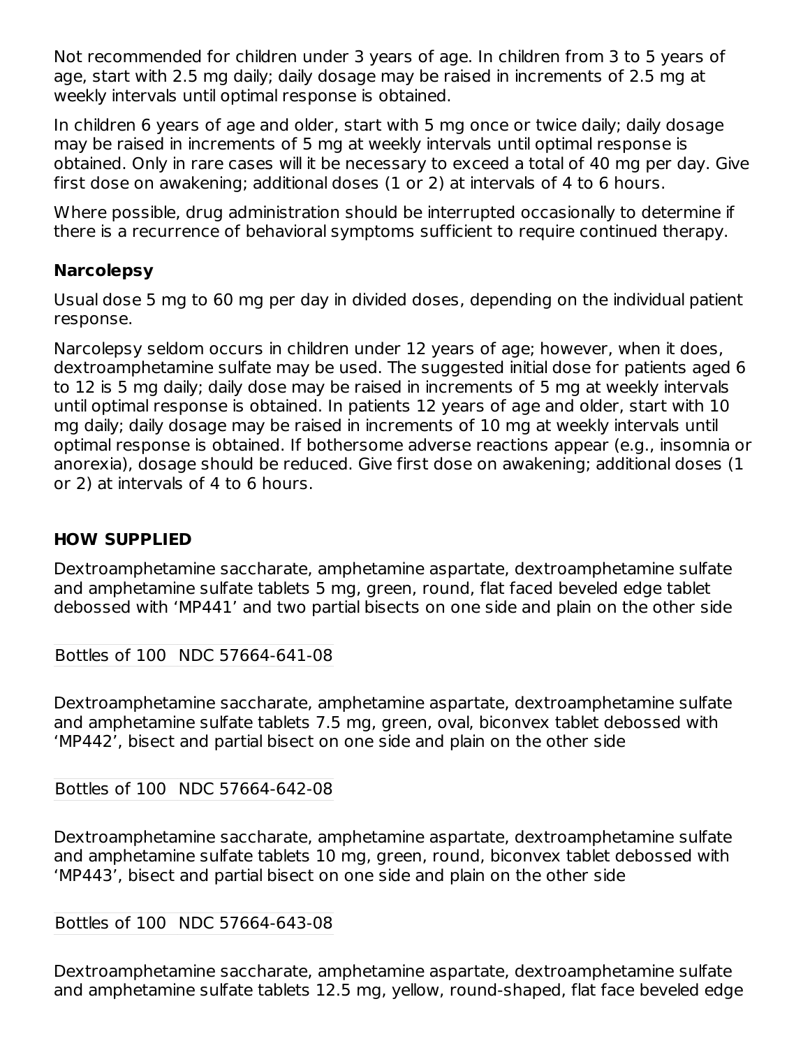Not recommended for children under 3 years of age. In children from 3 to 5 years of age, start with 2.5 mg daily; daily dosage may be raised in increments of 2.5 mg at weekly intervals until optimal response is obtained.

In children 6 years of age and older, start with 5 mg once or twice daily; daily dosage may be raised in increments of 5 mg at weekly intervals until optimal response is obtained. Only in rare cases will it be necessary to exceed a total of 40 mg per day. Give first dose on awakening; additional doses (1 or 2) at intervals of 4 to 6 hours.

Where possible, drug administration should be interrupted occasionally to determine if there is a recurrence of behavioral symptoms sufficient to require continued therapy.

### Narcolepsy

Usual dose 5 mg to 60 mg per day in divided doses, depending on the individual patient response.

Narcolepsy seldom occurs in children under 12 years of age; however, when it does, dextroamphetamine sulfate may be used. The suggested initial dose for patients aged 6 to 12 is 5 mg daily; daily dose may be raised in increments of 5 mg at weekly intervals until optimal response is obtained. In patients 12 years of age and older, start with 10 mg daily; daily dosage may be raised in increments of 10 mg at weekly intervals until optimal response is obtained. If bothersome adverse reactions appear (e.g., insomnia or anorexia), dosage should be reduced. Give first dose on awakening; additional doses (1 or 2) at intervals of 4 to 6 hours.

## HOW SUPPLIED

Dextroamphetamine saccharate, amphetamine aspartate, dextroamphetamine sulfate and amphetamine sulfate tablets 5 mg, green, round, flat faced beveled edge tablet debossed with 'MP441' and two partial bisects on one side and plain on the other side

| | |
|---|---|
| Bottles of 100 | NDC 57664-641-08 |

Dextroamphetamine saccharate, amphetamine aspartate, dextroamphetamine sulfate and amphetamine sulfate tablets 7.5 mg, green, oval, biconvex tablet debossed with 'MP442', bisect and partial bisect on one side and plain on the other side

| | |
|---|---|
| Bottles of 100 | NDC 57664-642-08 |

Dextroamphetamine saccharate, amphetamine aspartate, dextroamphetamine sulfate and amphetamine sulfate tablets 10 mg, green, round, biconvex tablet debossed with 'MP443', bisect and partial bisect on one side and plain on the other side

| | |
|---|---|
| Bottles of 100 | NDC 57664-643-08 |

Dextroamphetamine saccharate, amphetamine aspartate, dextroamphetamine sulfate and amphetamine sulfate tablets 12.5 mg, yellow, round-shaped, flat face beveled edge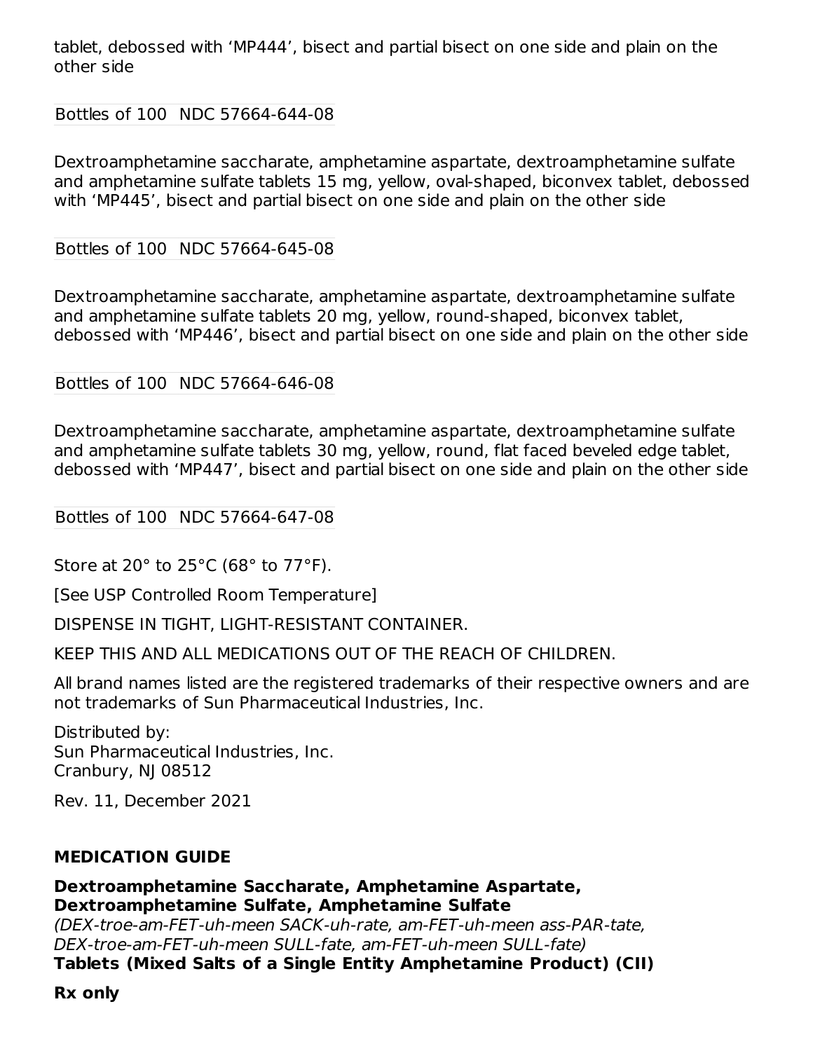tablet, debossed with 'MP444', bisect and partial bisect on one side and plain on the other side

| | |
|---|---|
| Bottles of 100 | NDC 57664-644-08 |

Dextroamphetamine saccharate, amphetamine aspartate, dextroamphetamine sulfate and amphetamine sulfate tablets 15 mg, yellow, oval-shaped, biconvex tablet, debossed with 'MP445', bisect and partial bisect on one side and plain on the other side

| | |
|---|---|
| Bottles of 100 | NDC 57664-645-08 |

Dextroamphetamine saccharate, amphetamine aspartate, dextroamphetamine sulfate and amphetamine sulfate tablets 20 mg, yellow, round-shaped, biconvex tablet, debossed with 'MP446', bisect and partial bisect on one side and plain on the other side

| | |
|---|---|
| Bottles of 100 | NDC 57664-646-08 |

Dextroamphetamine saccharate, amphetamine aspartate, dextroamphetamine sulfate and amphetamine sulfate tablets 30 mg, yellow, round, flat faced beveled edge tablet, debossed with 'MP447', bisect and partial bisect on one side and plain on the other side

| | |
|---|---|
| Bottles of 100 | NDC 57664-647-08 |

Store at 20° to 25°C (68° to 77°F).

[See USP Controlled Room Temperature]

DISPENSE IN TIGHT, LIGHT-RESISTANT CONTAINER.

KEEP THIS AND ALL MEDICATIONS OUT OF THE REACH OF CHILDREN.

All brand names listed are the registered trademarks of their respective owners and are not trademarks of Sun Pharmaceutical Industries, Inc.

Distributed by:
Sun Pharmaceutical Industries, Inc.
Cranbury, NJ 08512

Rev. 11, December 2021

## MEDICATION GUIDE

**Dextroamphetamine Saccharate, Amphetamine Aspartate, Dextroamphetamine Sulfate, Amphetamine Sulfate**
*(DEX-troe-am-FET-uh-meen SACK-uh-rate, am-FET-uh-meen ass-PAR-tate, DEX-troe-am-FET-uh-meen SULL-fate, am-FET-uh-meen SULL-fate)*
**Tablets (Mixed Salts of a Single Entity Amphetamine Product) (CII)**

**Rx only**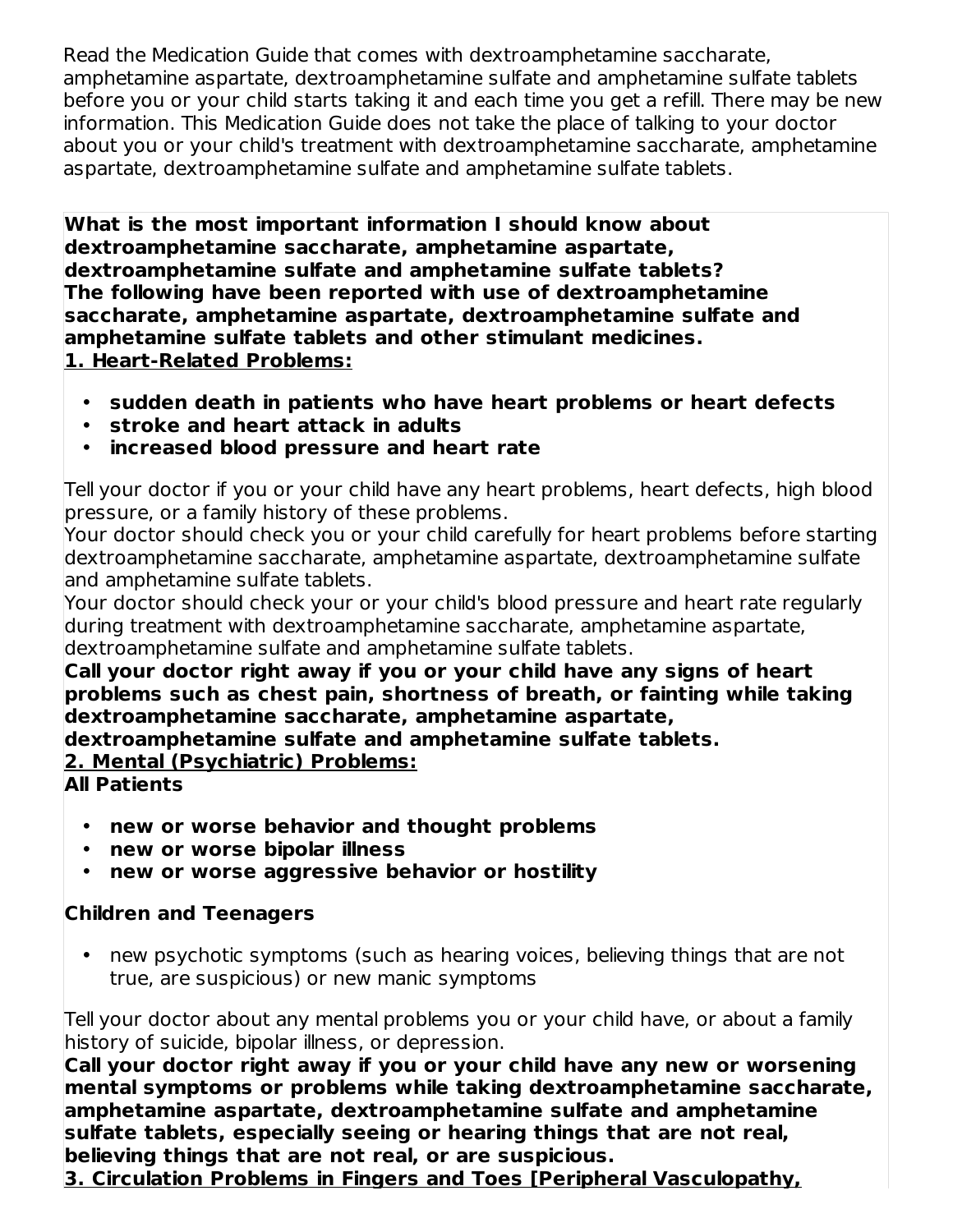Read the Medication Guide that comes with dextroamphetamine saccharate, amphetamine aspartate, dextroamphetamine sulfate and amphetamine sulfate tablets before you or your child starts taking it and each time you get a refill. There may be new information. This Medication Guide does not take the place of talking to your doctor about you or your child's treatment with dextroamphetamine saccharate, amphetamine aspartate, dextroamphetamine sulfate and amphetamine sulfate tablets.

**What is the most important information I should know about dextroamphetamine saccharate, amphetamine aspartate, dextroamphetamine sulfate and amphetamine sulfate tablets?**
**The following have been reported with use of dextroamphetamine saccharate, amphetamine aspartate, dextroamphetamine sulfate and amphetamine sulfate tablets and other stimulant medicines.**
**1. Heart-Related Problems:**

- **sudden death in patients who have heart problems or heart defects**
- **stroke and heart attack in adults**
- **increased blood pressure and heart rate**

Tell your doctor if you or your child have any heart problems, heart defects, high blood pressure, or a family history of these problems.
Your doctor should check you or your child carefully for heart problems before starting dextroamphetamine saccharate, amphetamine aspartate, dextroamphetamine sulfate and amphetamine sulfate tablets.
Your doctor should check your or your child's blood pressure and heart rate regularly during treatment with dextroamphetamine saccharate, amphetamine aspartate, dextroamphetamine sulfate and amphetamine sulfate tablets.
**Call your doctor right away if you or your child have any signs of heart problems such as chest pain, shortness of breath, or fainting while taking dextroamphetamine saccharate, amphetamine aspartate, dextroamphetamine sulfate and amphetamine sulfate tablets.**
**2. Mental (Psychiatric) Problems:**
**All Patients**

- **new or worse behavior and thought problems**
- **new or worse bipolar illness**
- **new or worse aggressive behavior or hostility**

**Children and Teenagers**

- new psychotic symptoms (such as hearing voices, believing things that are not true, are suspicious) or new manic symptoms

Tell your doctor about any mental problems you or your child have, or about a family history of suicide, bipolar illness, or depression.
**Call your doctor right away if you or your child have any new or worsening mental symptoms or problems while taking dextroamphetamine saccharate, amphetamine aspartate, dextroamphetamine sulfate and amphetamine sulfate tablets, especially seeing or hearing things that are not real, believing things that are not real, or are suspicious.**
**3. Circulation Problems in Fingers and Toes [Peripheral Vasculopathy,**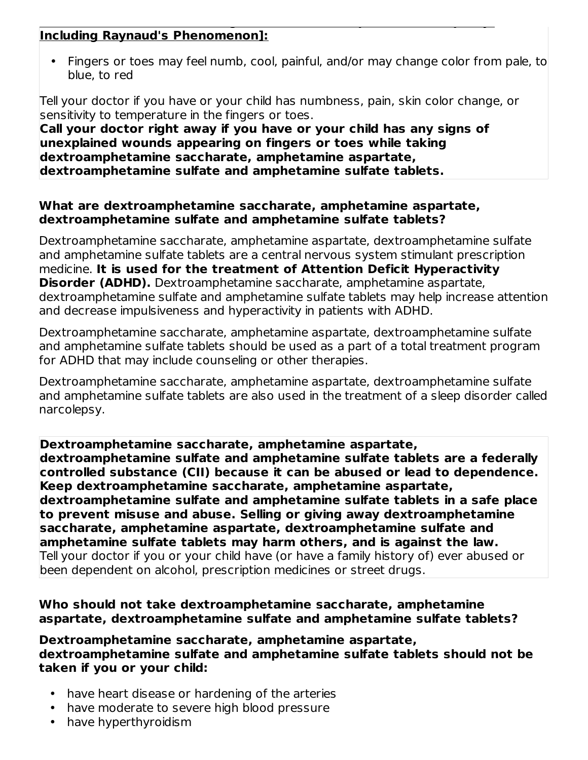**Including Raynaud's Phenomenon]:**

- Fingers or toes may feel numb, cool, painful, and/or may change color from pale, to blue, to red

Tell your doctor if you have or your child has numbness, pain, skin color change, or sensitivity to temperature in the fingers or toes.
**Call your doctor right away if you have or your child has any signs of unexplained wounds appearing on fingers or toes while taking dextroamphetamine saccharate, amphetamine aspartate, dextroamphetamine sulfate and amphetamine sulfate tablets.**

**What are dextroamphetamine saccharate, amphetamine aspartate, dextroamphetamine sulfate and amphetamine sulfate tablets?**

Dextroamphetamine saccharate, amphetamine aspartate, dextroamphetamine sulfate and amphetamine sulfate tablets are a central nervous system stimulant prescription medicine. **It is used for the treatment of Attention Deficit Hyperactivity Disorder (ADHD).** Dextroamphetamine saccharate, amphetamine aspartate, dextroamphetamine sulfate and amphetamine sulfate tablets may help increase attention and decrease impulsiveness and hyperactivity in patients with ADHD.

Dextroamphetamine saccharate, amphetamine aspartate, dextroamphetamine sulfate and amphetamine sulfate tablets should be used as a part of a total treatment program for ADHD that may include counseling or other therapies.

Dextroamphetamine saccharate, amphetamine aspartate, dextroamphetamine sulfate and amphetamine sulfate tablets are also used in the treatment of a sleep disorder called narcolepsy.

**Dextroamphetamine saccharate, amphetamine aspartate, dextroamphetamine sulfate and amphetamine sulfate tablets are a federally controlled substance (CII) because it can be abused or lead to dependence. Keep dextroamphetamine saccharate, amphetamine aspartate, dextroamphetamine sulfate and amphetamine sulfate tablets in a safe place to prevent misuse and abuse. Selling or giving away dextroamphetamine saccharate, amphetamine aspartate, dextroamphetamine sulfate and amphetamine sulfate tablets may harm others, and is against the law.**
Tell your doctor if you or your child have (or have a family history of) ever abused or been dependent on alcohol, prescription medicines or street drugs.

**Who should not take dextroamphetamine saccharate, amphetamine aspartate, dextroamphetamine sulfate and amphetamine sulfate tablets?**

**Dextroamphetamine saccharate, amphetamine aspartate, dextroamphetamine sulfate and amphetamine sulfate tablets should not be taken if you or your child:**

- have heart disease or hardening of the arteries
- have moderate to severe high blood pressure
- have hyperthyroidism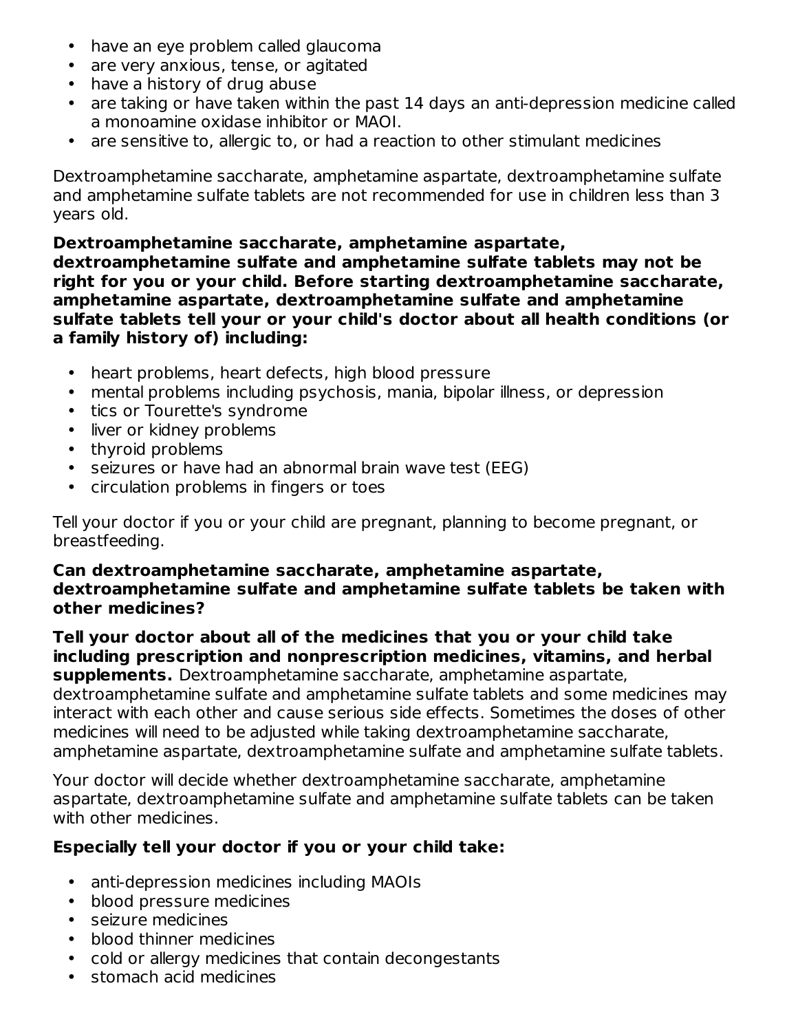- have an eye problem called glaucoma
- are very anxious, tense, or agitated
- have a history of drug abuse
- are taking or have taken within the past 14 days an anti-depression medicine called a monoamine oxidase inhibitor or MAOI.
- are sensitive to, allergic to, or had a reaction to other stimulant medicines

Dextroamphetamine saccharate, amphetamine aspartate, dextroamphetamine sulfate and amphetamine sulfate tablets are not recommended for use in children less than 3 years old.

**Dextroamphetamine saccharate, amphetamine aspartate, dextroamphetamine sulfate and amphetamine sulfate tablets may not be right for you or your child. Before starting dextroamphetamine saccharate, amphetamine aspartate, dextroamphetamine sulfate and amphetamine sulfate tablets tell your or your child's doctor about all health conditions (or a family history of) including:**

- heart problems, heart defects, high blood pressure
- mental problems including psychosis, mania, bipolar illness, or depression
- tics or Tourette's syndrome
- liver or kidney problems
- thyroid problems
- seizures or have had an abnormal brain wave test (EEG)
- circulation problems in fingers or toes

Tell your doctor if you or your child are pregnant, planning to become pregnant, or breastfeeding.

**Can dextroamphetamine saccharate, amphetamine aspartate, dextroamphetamine sulfate and amphetamine sulfate tablets be taken with other medicines?**

**Tell your doctor about all of the medicines that you or your child take including prescription and nonprescription medicines, vitamins, and herbal supplements.** Dextroamphetamine saccharate, amphetamine aspartate, dextroamphetamine sulfate and amphetamine sulfate tablets and some medicines may interact with each other and cause serious side effects. Sometimes the doses of other medicines will need to be adjusted while taking dextroamphetamine saccharate, amphetamine aspartate, dextroamphetamine sulfate and amphetamine sulfate tablets.

Your doctor will decide whether dextroamphetamine saccharate, amphetamine aspartate, dextroamphetamine sulfate and amphetamine sulfate tablets can be taken with other medicines.

**Especially tell your doctor if you or your child take:**

- anti-depression medicines including MAOIs
- blood pressure medicines
- seizure medicines
- blood thinner medicines
- cold or allergy medicines that contain decongestants
- stomach acid medicines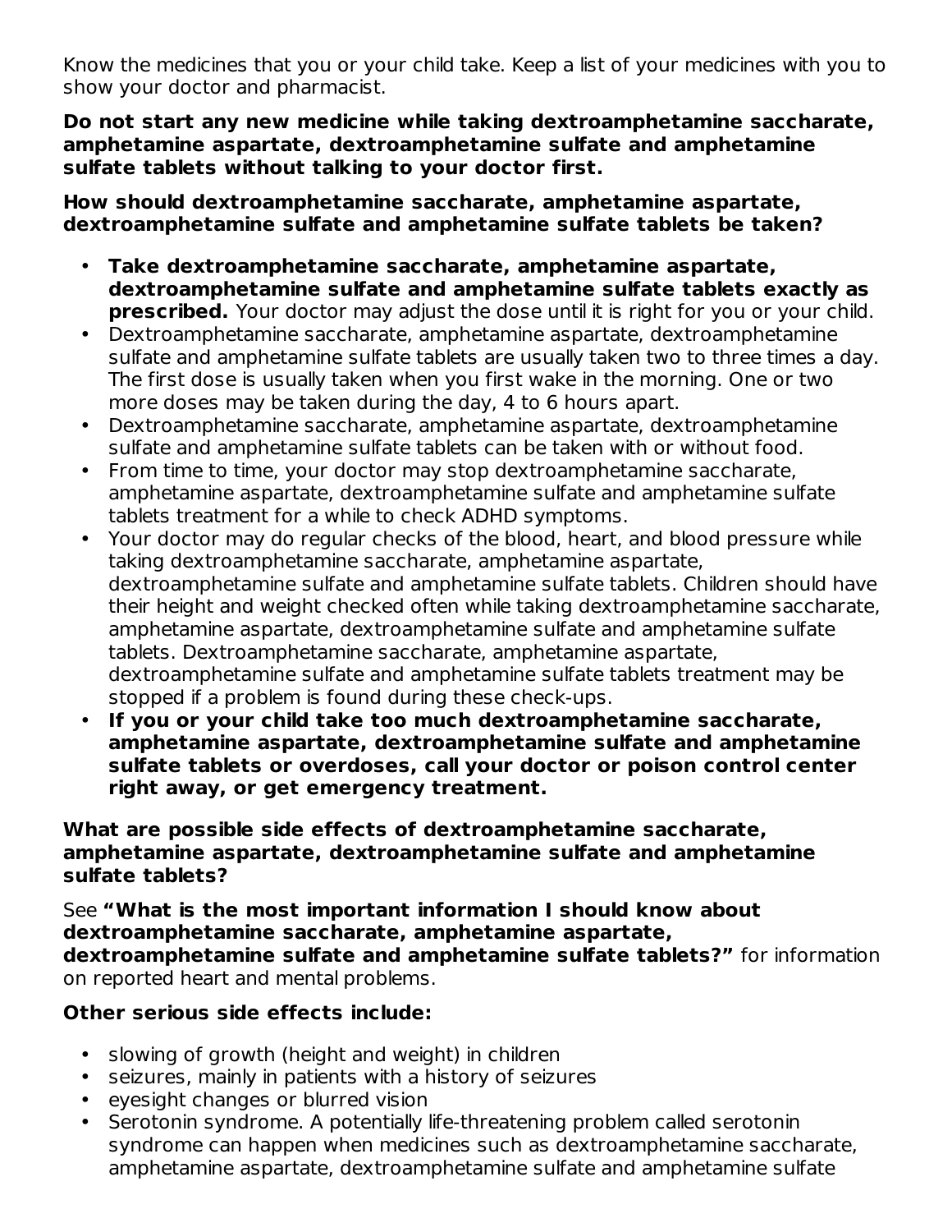Know the medicines that you or your child take. Keep a list of your medicines with you to show your doctor and pharmacist.

**Do not start any new medicine while taking dextroamphetamine saccharate, amphetamine aspartate, dextroamphetamine sulfate and amphetamine sulfate tablets without talking to your doctor first.**

**How should dextroamphetamine saccharate, amphetamine aspartate, dextroamphetamine sulfate and amphetamine sulfate tablets be taken?**

- **Take dextroamphetamine saccharate, amphetamine aspartate, dextroamphetamine sulfate and amphetamine sulfate tablets exactly as prescribed.** Your doctor may adjust the dose until it is right for you or your child.
- Dextroamphetamine saccharate, amphetamine aspartate, dextroamphetamine sulfate and amphetamine sulfate tablets are usually taken two to three times a day. The first dose is usually taken when you first wake in the morning. One or two more doses may be taken during the day, 4 to 6 hours apart.
- Dextroamphetamine saccharate, amphetamine aspartate, dextroamphetamine sulfate and amphetamine sulfate tablets can be taken with or without food.
- From time to time, your doctor may stop dextroamphetamine saccharate, amphetamine aspartate, dextroamphetamine sulfate and amphetamine sulfate tablets treatment for a while to check ADHD symptoms.
- Your doctor may do regular checks of the blood, heart, and blood pressure while taking dextroamphetamine saccharate, amphetamine aspartate, dextroamphetamine sulfate and amphetamine sulfate tablets. Children should have their height and weight checked often while taking dextroamphetamine saccharate, amphetamine aspartate, dextroamphetamine sulfate and amphetamine sulfate tablets. Dextroamphetamine saccharate, amphetamine aspartate, dextroamphetamine sulfate and amphetamine sulfate tablets treatment may be stopped if a problem is found during these check-ups.
- **If you or your child take too much dextroamphetamine saccharate, amphetamine aspartate, dextroamphetamine sulfate and amphetamine sulfate tablets or overdoses, call your doctor or poison control center right away, or get emergency treatment.**

**What are possible side effects of dextroamphetamine saccharate, amphetamine aspartate, dextroamphetamine sulfate and amphetamine sulfate tablets?**

See **"What is the most important information I should know about dextroamphetamine saccharate, amphetamine aspartate, dextroamphetamine sulfate and amphetamine sulfate tablets?"** for information on reported heart and mental problems.

**Other serious side effects include:**

- slowing of growth (height and weight) in children
- seizures, mainly in patients with a history of seizures
- eyesight changes or blurred vision
- Serotonin syndrome. A potentially life-threatening problem called serotonin syndrome can happen when medicines such as dextroamphetamine saccharate, amphetamine aspartate, dextroamphetamine sulfate and amphetamine sulfate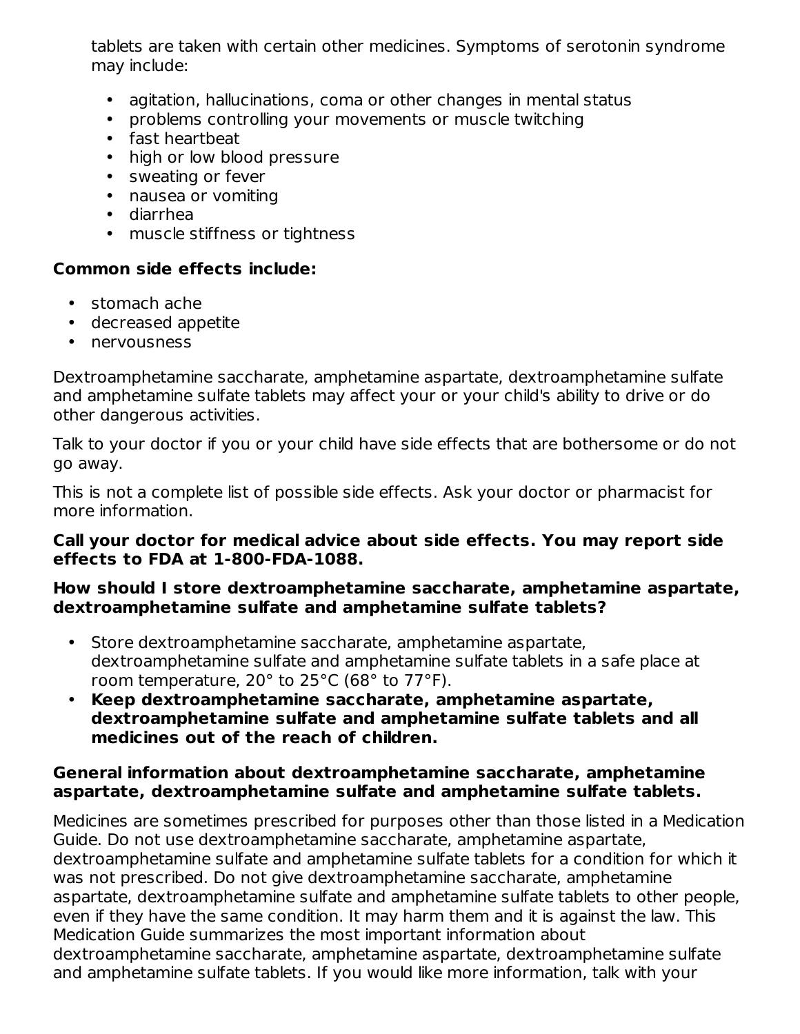tablets are taken with certain other medicines. Symptoms of serotonin syndrome may include:

- agitation, hallucinations, coma or other changes in mental status
- problems controlling your movements or muscle twitching
- fast heartbeat
- high or low blood pressure
- sweating or fever
- nausea or vomiting
- diarrhea
- muscle stiffness or tightness

**Common side effects include:**

- stomach ache
- decreased appetite
- nervousness

Dextroamphetamine saccharate, amphetamine aspartate, dextroamphetamine sulfate and amphetamine sulfate tablets may affect your or your child's ability to drive or do other dangerous activities.

Talk to your doctor if you or your child have side effects that are bothersome or do not go away.

This is not a complete list of possible side effects. Ask your doctor or pharmacist for more information.

**Call your doctor for medical advice about side effects. You may report side effects to FDA at 1-800-FDA-1088.**

**How should I store dextroamphetamine saccharate, amphetamine aspartate, dextroamphetamine sulfate and amphetamine sulfate tablets?**

- Store dextroamphetamine saccharate, amphetamine aspartate, dextroamphetamine sulfate and amphetamine sulfate tablets in a safe place at room temperature, 20° to 25°C (68° to 77°F).
- **Keep dextroamphetamine saccharate, amphetamine aspartate, dextroamphetamine sulfate and amphetamine sulfate tablets and all medicines out of the reach of children.**

**General information about dextroamphetamine saccharate, amphetamine aspartate, dextroamphetamine sulfate and amphetamine sulfate tablets.**

Medicines are sometimes prescribed for purposes other than those listed in a Medication Guide. Do not use dextroamphetamine saccharate, amphetamine aspartate, dextroamphetamine sulfate and amphetamine sulfate tablets for a condition for which it was not prescribed. Do not give dextroamphetamine saccharate, amphetamine aspartate, dextroamphetamine sulfate and amphetamine sulfate tablets to other people, even if they have the same condition. It may harm them and it is against the law. This Medication Guide summarizes the most important information about dextroamphetamine saccharate, amphetamine aspartate, dextroamphetamine sulfate and amphetamine sulfate tablets. If you would like more information, talk with your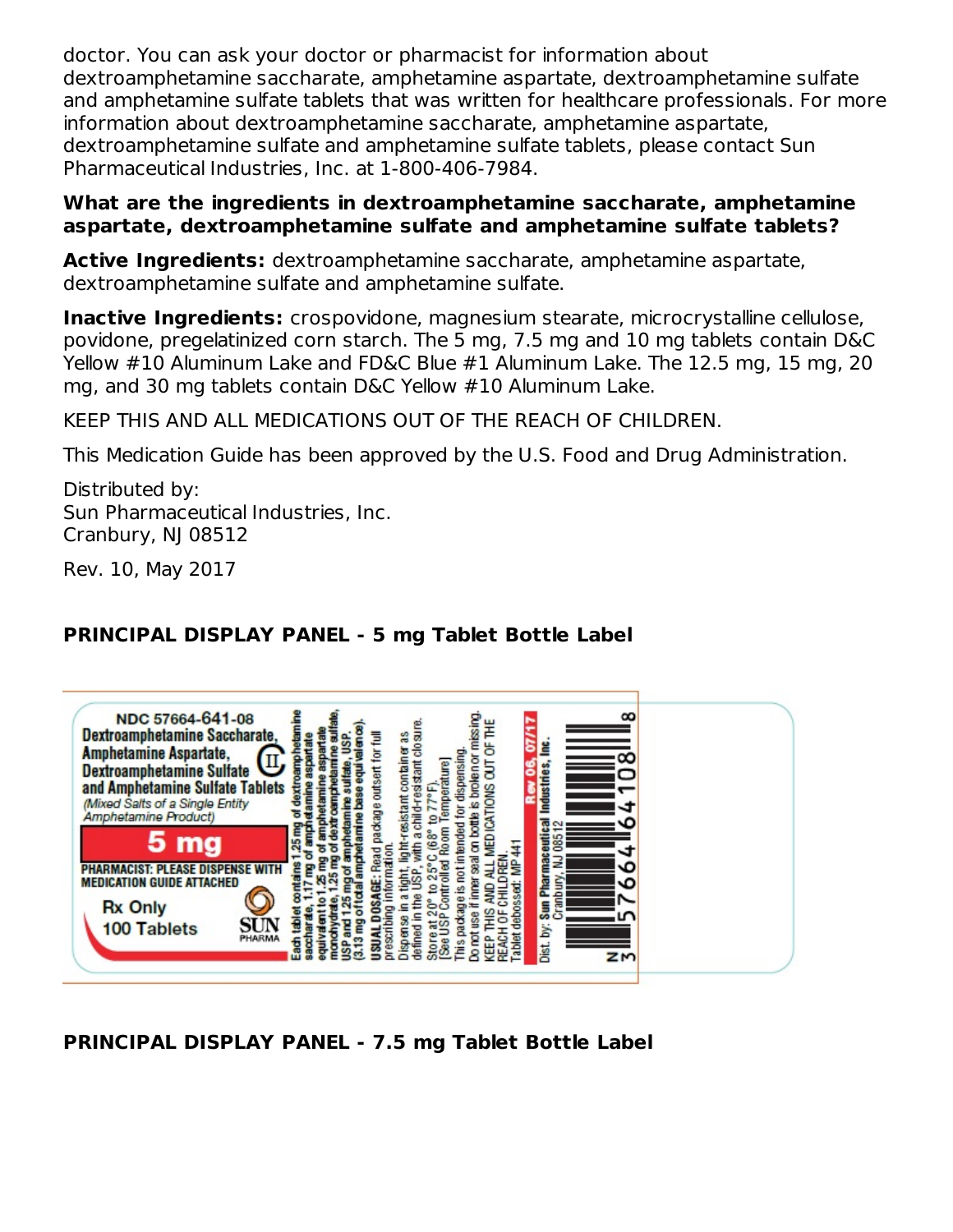doctor. You can ask your doctor or pharmacist for information about dextroamphetamine saccharate, amphetamine aspartate, dextroamphetamine sulfate and amphetamine sulfate tablets that was written for healthcare professionals. For more information about dextroamphetamine saccharate, amphetamine aspartate, dextroamphetamine sulfate and amphetamine sulfate tablets, please contact Sun Pharmaceutical Industries, Inc. at 1-800-406-7984.

**What are the ingredients in dextroamphetamine saccharate, amphetamine aspartate, dextroamphetamine sulfate and amphetamine sulfate tablets?**

**Active Ingredients:** dextroamphetamine saccharate, amphetamine aspartate, dextroamphetamine sulfate and amphetamine sulfate.

**Inactive Ingredients:** crospovidone, magnesium stearate, microcrystalline cellulose, povidone, pregelatinized corn starch. The 5 mg, 7.5 mg and 10 mg tablets contain D&C Yellow #10 Aluminum Lake and FD&C Blue #1 Aluminum Lake. The 12.5 mg, 15 mg, 20 mg, and 30 mg tablets contain D&C Yellow #10 Aluminum Lake.

KEEP THIS AND ALL MEDICATIONS OUT OF THE REACH OF CHILDREN.

This Medication Guide has been approved by the U.S. Food and Drug Administration.

Distributed by:
Sun Pharmaceutical Industries, Inc.
Cranbury, NJ 08512

Rev. 10, May 2017

## PRINCIPAL DISPLAY PANEL - 5 mg Tablet Bottle Label

NDC 57664-641-08
Dextroamphetamine Saccharate, Amphetamine Aspartate, Dextroamphetamine Sulfate and Amphetamine Sulfate Tablets CII
*(Mixed Salts of a Single Entity Amphetamine Product)*
5 mg
PHARMACIST: PLEASE DISPENSE WITH MEDICATION GUIDE ATTACHED
Rx Only
100 Tablets
SUN PHARMA

Each tablet contains 1.25 mg of dextroamphetamine saccharate, 1.17 mg of amphetamine aspartate equivalent to 1.25 mg of amphetamine aspartate monohydrate, 1.25 mg of dextroamphetamine sulfate, USP and 1.25 mg of amphetamine sulfate, USP. (3.13 mg of total amphetamine base equivalence).

USUAL DOSAGE: Read package outsert for full prescribing information.

Dispense in a tight, light-resistant container as defined in the USP, with a child-resistant closure.

Store at 20° to 25°C (68° to 77°F). [See USP Controlled Room Temperature]

This package is not intended for dispensing.

Do not use if inner seal on bottle is broken or missing.

KEEP THIS AND ALL MEDICATIONS OUT OF THE REACH OF CHILDREN.

Tablet debossed: MP 441

Rev 06, 07/17

Dist. by: Sun Pharmaceutical Industries, Inc.
Cranbury, NJ 08512

N 3 57664 64108 8

## PRINCIPAL DISPLAY PANEL - 7.5 mg Tablet Bottle Label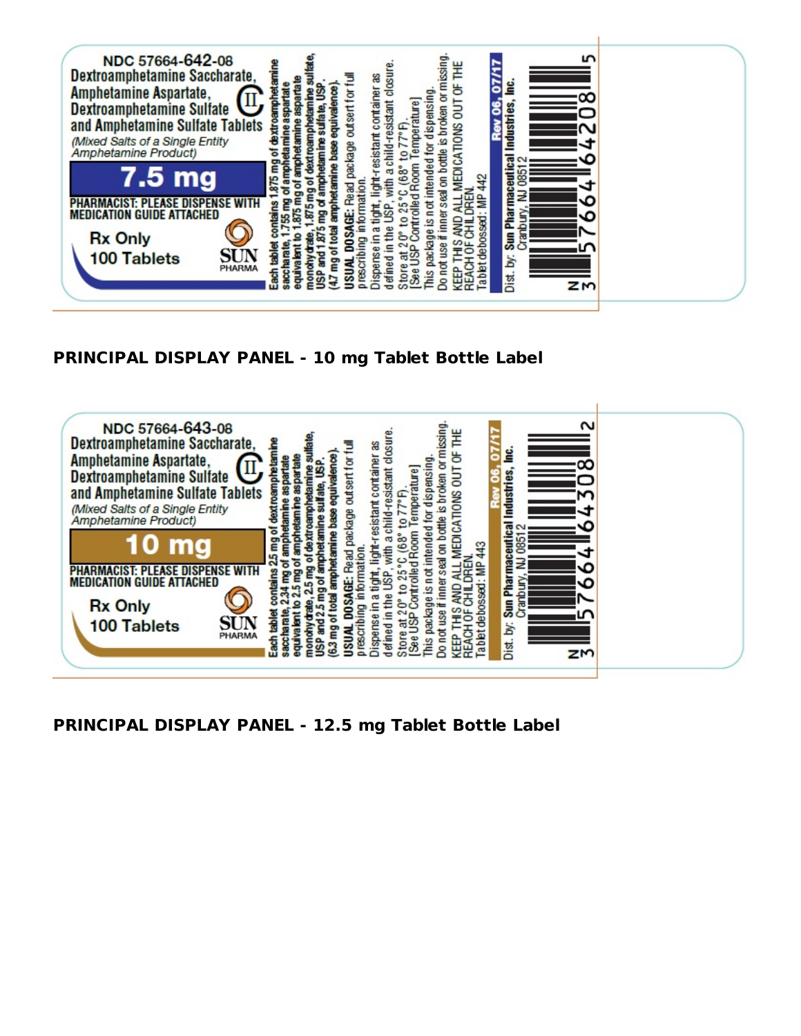NDC 57664-642-08

Dextroamphetamine Saccharate, Amphetamine Aspartate, Dextroamphetamine Sulfate and Amphetamine Sulfate Tablets

*(Mixed Salts of a Single Entity Amphetamine Product)*

CII

**7.5 mg**

PHARMACIST: PLEASE DISPENSE WITH MEDICATION GUIDE ATTACHED

Rx Only

100 Tablets

SUN PHARMA

Each tablet contains 1.875 mg of dextroamphetamine saccharate, 1.755 mg of amphetamine aspartate equivalent to 1.875 mg of amphetamine aspartate monohydrate, 1.875 mg of dextroamphetamine sulfate, USP and 1.875 mg of amphetamine sulfate, USP. (4.7 mg of total amphetamine base equivalence).

**USUAL DOSAGE:** Read package outsert for full prescribing information.

Dispense in a tight, light-resistant container as defined in the USP, with a child-resistant closure.

Store at 20° to 25°C (68° to 77°F). [See USP Controlled Room Temperature]

This package is not intended for dispensing.

Do not use if inner seal on bottle is broken or missing.

KEEP THIS AND ALL MEDICATIONS OUT OF THE REACH OF CHILDREN.

Tablet debossed: MP 442

Rev 06, 07/17

Dist. by: **Sun Pharmaceutical Industries, Inc.** Cranbury, NJ 08512

N 3 57664 64208 5

**PRINCIPAL DISPLAY PANEL - 10 mg Tablet Bottle Label**

NDC 57664-643-08

Dextroamphetamine Saccharate, Amphetamine Aspartate, Dextroamphetamine Sulfate and Amphetamine Sulfate Tablets

*(Mixed Salts of a Single Entity Amphetamine Product)*

CII

**10 mg**

PHARMACIST: PLEASE DISPENSE WITH MEDICATION GUIDE ATTACHED

Rx Only

100 Tablets

SUN PHARMA

Each tablet contains 2.5 mg of dextroamphetamine saccharate, 2.34 mg of amphetamine aspartate equivalent to 2.5 mg of amphetamine aspartate monohydrate, 2.5 mg of dextroamphetamine sulfate, USP and 2.5 mg of amphetamine sulfate, USP. (6.3 mg of total amphetamine base equivalence).

**USUAL DOSAGE:** Read package outsert for full prescribing information.

Dispense in a tight, light-resistant container as defined in the USP, with a child-resistant closure.

Store at 20° to 25°C (68° to 77°F). [See USP Controlled Room Temperature]

This package is not intended for dispensing.

Do not use if inner seal on bottle is broken or missing.

KEEP THIS AND ALL MEDICATIONS OUT OF THE REACH OF CHILDREN.

Tablet debossed: MP 443

Rev 06, 07/17

Dist. by: **Sun Pharmaceutical Industries, Inc.** Cranbury, NJ 08512

N 3 57664 64308 2

**PRINCIPAL DISPLAY PANEL - 12.5 mg Tablet Bottle Label**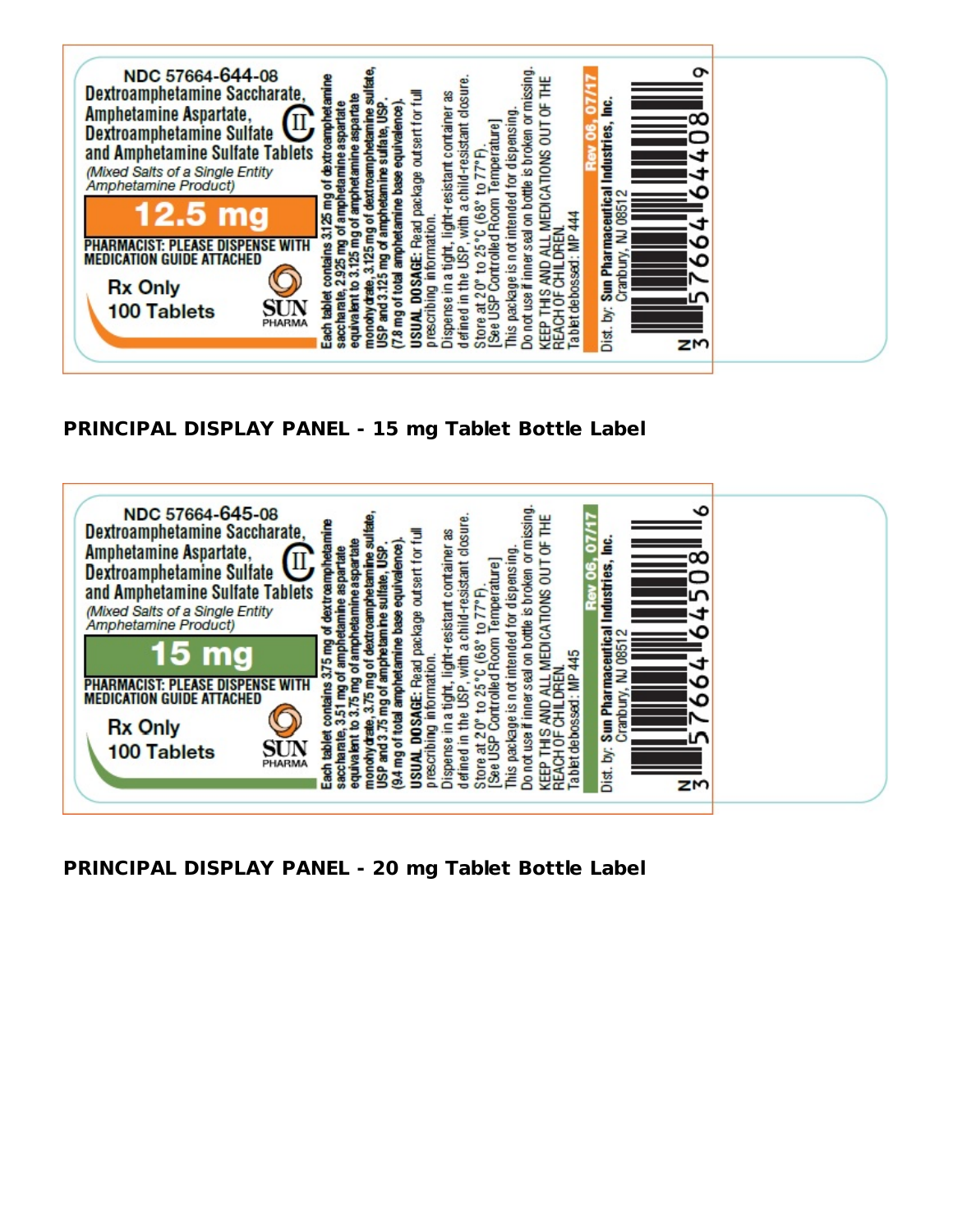NDC 57664-644-08

Dextroamphetamine Saccharate, Amphetamine Aspartate, Dextroamphetamine Sulfate and Amphetamine Sulfate Tablets

*(Mixed Salts of a Single Entity Amphetamine Product)*

CII

**12.5 mg**

PHARMACIST: PLEASE DISPENSE WITH MEDICATION GUIDE ATTACHED

Rx Only

100 Tablets

SUN PHARMA

Each tablet contains 3.125 mg of dextroamphetamine saccharate, 2.925 mg of amphetamine aspartate equivalent to 3.125 mg of amphetamine aspartate monohydrate, 3.125 mg of dextroamphetamine sulfate, USP and 3.125 mg of amphetamine sulfate, USP. (7.8 mg of total amphetamine base equivalence).

**USUAL DOSAGE:** Read package outsert for full prescribing information.

Dispense in a tight, light-resistant container as defined in the USP, with a child-resistant closure.

Store at 20° to 25°C (68° to 77°F). [See USP Controlled Room Temperature]

This package is not intended for dispensing.

Do not use if inner seal on bottle is broken or missing.

KEEP THIS AND ALL MEDICATIONS OUT OF THE REACH OF CHILDREN.

Tablet debossed: MP 444

Rev 06, 07/17

Dist. by: **Sun Pharmaceutical Industries, Inc.** Cranbury, NJ 08512

N 3 57664 64408 9

**PRINCIPAL DISPLAY PANEL - 15 mg Tablet Bottle Label**

NDC 57664-645-08

Dextroamphetamine Saccharate, Amphetamine Aspartate, Dextroamphetamine Sulfate and Amphetamine Sulfate Tablets

*(Mixed Salts of a Single Entity Amphetamine Product)*

CII

**15 mg**

PHARMACIST: PLEASE DISPENSE WITH MEDICATION GUIDE ATTACHED

Rx Only

100 Tablets

SUN PHARMA

Each tablet contains 3.75 mg of dextroamphetamine saccharate, 3.51 mg of amphetamine aspartate equivalent to 3.75 mg of amphetamine aspartate monohydrate, 3.75 mg of dextroamphetamine sulfate, USP and 3.75 mg of amphetamine sulfate, USP. (9.4 mg of total amphetamine base equivalence).

**USUAL DOSAGE:** Read package outsert for full prescribing information.

Dispense in a tight, light-resistant container as defined in the USP, with a child-resistant closure.

Store at 20° to 25°C (68° to 77°F). [See USP Controlled Room Temperature]

This package is not intended for dispensing.

Do not use if inner seal on bottle is broken or missing.

KEEP THIS AND ALL MEDICATIONS OUT OF THE REACH OF CHILDREN.

Tablet debossed: MP 445

Rev 06, 07/17

Dist. by: **Sun Pharmaceutical Industries, Inc.** Cranbury, NJ 08512

N 3 57664 64508 6

**PRINCIPAL DISPLAY PANEL - 20 mg Tablet Bottle Label**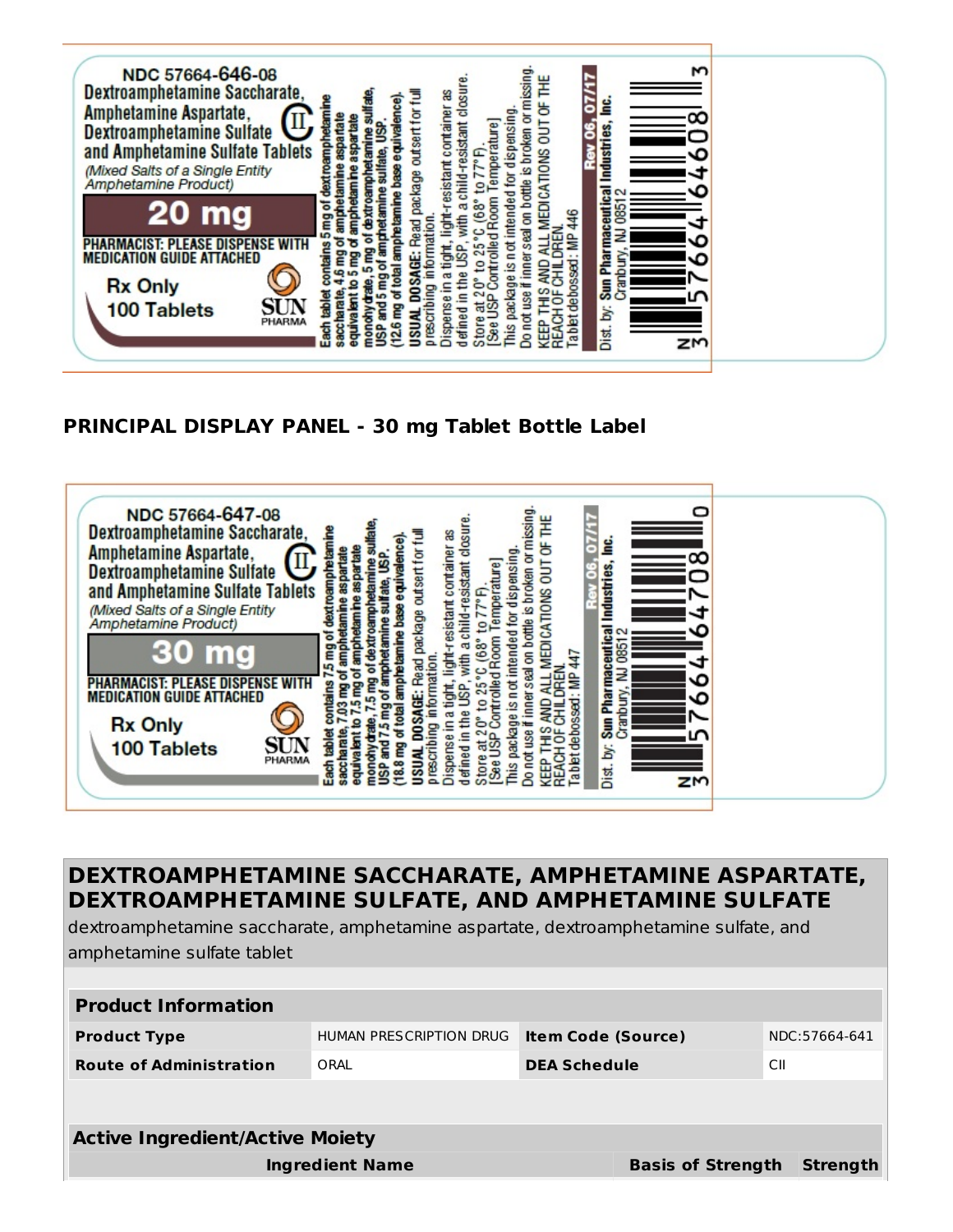NDC 57664-646-08
Dextroamphetamine Saccharate, Amphetamine Aspartate, Dextroamphetamine Sulfate and Amphetamine Sulfate Tablets
CII
*(Mixed Salts of a Single Entity Amphetamine Product)*

**20 mg**

PHARMACIST: PLEASE DISPENSE WITH MEDICATION GUIDE ATTACHED

Rx Only
100 Tablets

SUN PHARMA

Each tablet contains 5 mg of dextroamphetamine saccharate, 4.6 mg of amphetamine aspartate equivalent to 5 mg of amphetamine aspartate monohydrate, 5 mg of dextroamphetamine sulfate, USP and 5 mg of amphetamine sulfate, USP. (12.6 mg of total amphetamine base equivalence).

**USUAL DOSAGE:** Read package outsert for full prescribing information.

Dispense in a tight, light-resistant container as defined in the USP, with a child-resistant closure.

Store at 20° to 25°C (68° to 77°F). [See USP Controlled Room Temperature]

This package is not intended for dispensing.

Do not use if inner seal on bottle is broken or missing.

KEEP THIS AND ALL MEDICATIONS OUT OF THE REACH OF CHILDREN.

Tablet debossed: MP 446

Rev 06, 07/17

Dist. by: **Sun Pharmaceutical Industries, Inc.** Cranbury, NJ 08512

N 3 57664 64608 3

## PRINCIPAL DISPLAY PANEL - 30 mg Tablet Bottle Label

NDC 57664-647-08
Dextroamphetamine Saccharate, Amphetamine Aspartate, Dextroamphetamine Sulfate and Amphetamine Sulfate Tablets
CII
*(Mixed Salts of a Single Entity Amphetamine Product)*

**30 mg**

PHARMACIST: PLEASE DISPENSE WITH MEDICATION GUIDE ATTACHED

Rx Only
100 Tablets

SUN PHARMA

Each tablet contains 7.5 mg of dextroamphetamine saccharate, 7.03 mg of amphetamine aspartate equivalent to 7.5 mg of amphetamine aspartate monohydrate, 7.5 mg of dextroamphetamine sulfate, USP and 7.5 mg of amphetamine sulfate, USP. (18.8 mg of total amphetamine base equivalence).

**USUAL DOSAGE:** Read package outsert for full prescribing information.

Dispense in a tight, light-resistant container as defined in the USP, with a child-resistant closure.

Store at 20° to 25°C (68° to 77°F). [See USP Controlled Room Temperature]

This package is not intended for dispensing.

Do not use if inner seal on bottle is broken or missing.

KEEP THIS AND ALL MEDICATIONS OUT OF THE REACH OF CHILDREN.

Tablet debossed: MP 447

Rev 06, 07/17

Dist. by: **Sun Pharmaceutical Industries, Inc.** Cranbury, NJ 08512

N 3 57664 64708 0

## DEXTROAMPHETAMINE SACCHARATE, AMPHETAMINE ASPARTATE, DEXTROAMPHETAMINE SULFATE, AND AMPHETAMINE SULFATE

dextroamphetamine saccharate, amphetamine aspartate, dextroamphetamine sulfate, and amphetamine sulfate tablet

| Product Information | | | |
|---|---|---|---|
| **Product Type** | HUMAN PRESCRIPTION DRUG | **Item Code (Source)** | NDC:57664-641 |
| **Route of Administration** | ORAL | **DEA Schedule** | CII |

| Active Ingredient/Active Moiety | | |
|---|---|---|
| **Ingredient Name** | **Basis of Strength** | **Strength** |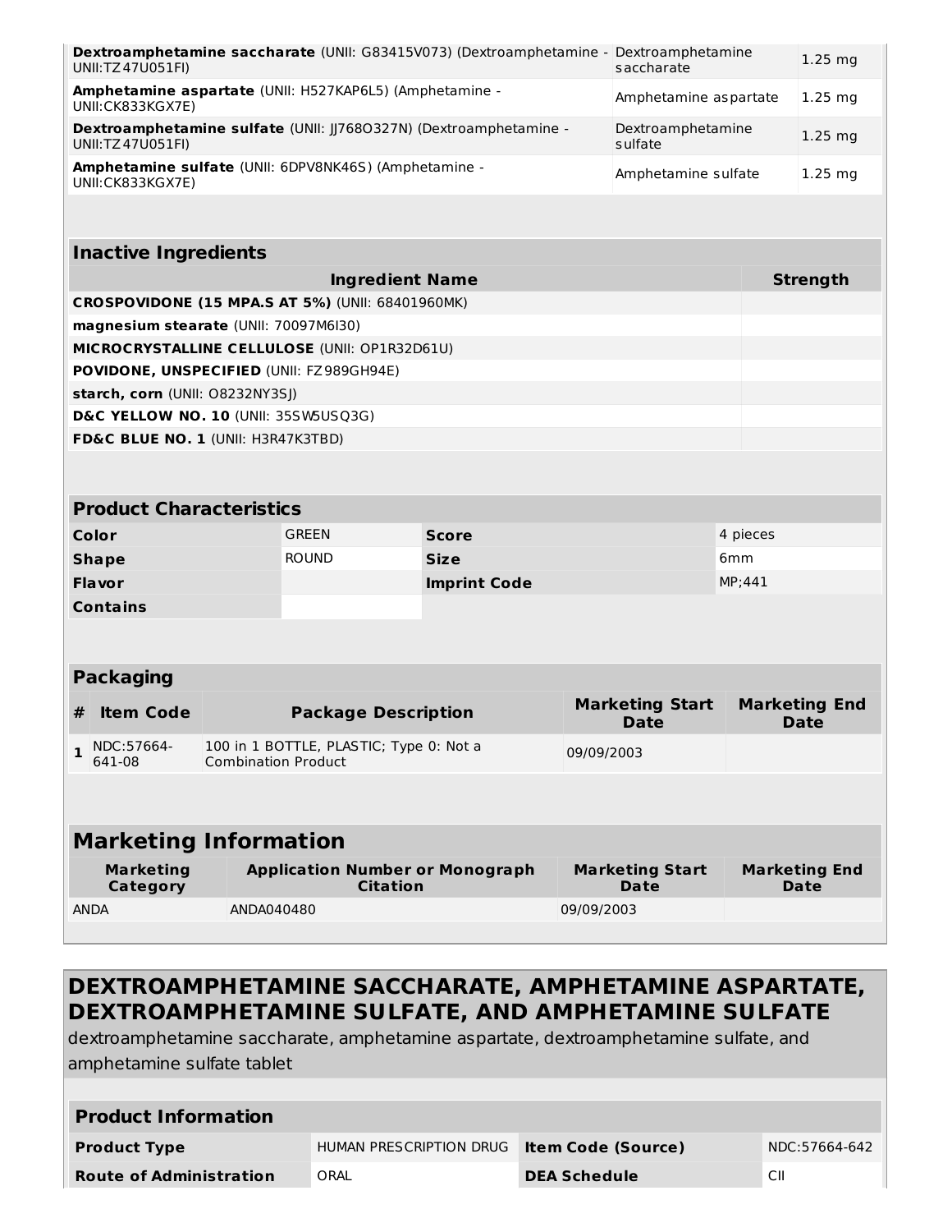| | | |
|---|---|---|
| **Dextroamphetamine saccharate** (UNII: G83415V073) (Dextroamphetamine - UNII:TZ47U051FI) | Dextroamphetamine saccharate | 1.25 mg |
| **Amphetamine aspartate** (UNII: H527KAP6L5) (Amphetamine - UNII:CK833KGX7E) | Amphetamine aspartate | 1.25 mg |
| **Dextroamphetamine sulfate** (UNII: JJ768O327N) (Dextroamphetamine - UNII:TZ47U051FI) | Dextroamphetamine sulfate | 1.25 mg |
| **Amphetamine sulfate** (UNII: 6DPV8NK46S) (Amphetamine - UNII:CK833KGX7E) | Amphetamine sulfate | 1.25 mg |

| Inactive Ingredients | |
|---|---|
| **Ingredient Name** | **Strength** |
| **CROSPOVIDONE (15 MPA.S AT 5%)** (UNII: 68401960MK) | |
| **magnesium stearate** (UNII: 70097M6I30) | |
| **MICROCRYSTALLINE CELLULOSE** (UNII: OP1R32D61U) | |
| **POVIDONE, UNSPECIFIED** (UNII: FZ989GH94E) | |
| **starch, corn** (UNII: O8232NY3SJ) | |
| **D&C YELLOW NO. 10** (UNII: 35SW5USQ3G) | |
| **FD&C BLUE NO. 1** (UNII: H3R47K3TBD) | |

| Product Characteristics | | | |
|---|---|---|---|
| **Color** | GREEN | **Score** | 4 pieces |
| **Shape** | ROUND | **Size** | 6mm |
| **Flavor** | | **Imprint Code** | MP;441 |
| **Contains** | | | |

| Packaging | | | | |
|---|---|---|---|---|
| **#** | **Item Code** | **Package Description** | **Marketing Start Date** | **Marketing End Date** |
| **1** | NDC:57664-641-08 | 100 in 1 BOTTLE, PLASTIC; Type 0: Not a Combination Product | 09/09/2003 | |

| Marketing Information | | | |
|---|---|---|---|
| **Marketing Category** | **Application Number or Monograph Citation** | **Marketing Start Date** | **Marketing End Date** |
| ANDA | ANDA040480 | 09/09/2003 | |

## DEXTROAMPHETAMINE SACCHARATE, AMPHETAMINE ASPARTATE, DEXTROAMPHETAMINE SULFATE, AND AMPHETAMINE SULFATE

dextroamphetamine saccharate, amphetamine aspartate, dextroamphetamine sulfate, and amphetamine sulfate tablet

| Product Information | | | |
|---|---|---|---|
| **Product Type** | HUMAN PRESCRIPTION DRUG | **Item Code (Source)** | NDC:57664-642 |
| **Route of Administration** | ORAL | **DEA Schedule** | CII |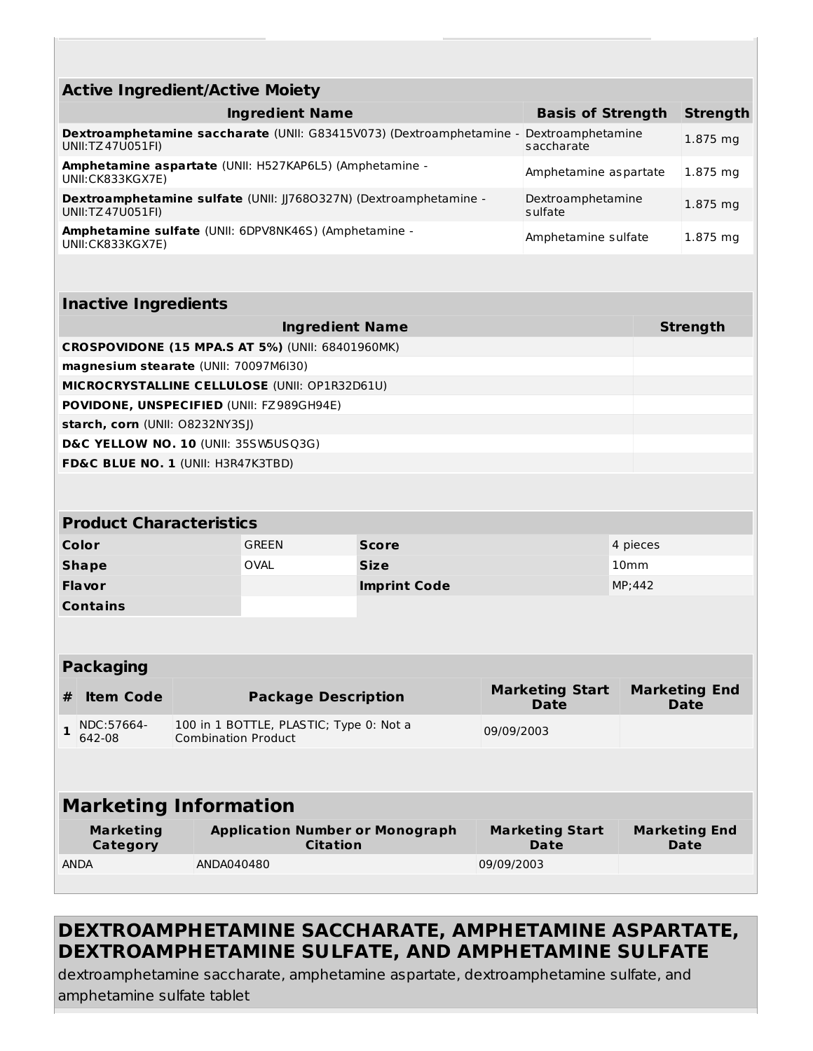| Active Ingredient/Active Moiety | | |
|---|---|---|
| **Ingredient Name** | **Basis of Strength** | **Strength** |
| **Dextroamphetamine saccharate** (UNII: G83415V073) (Dextroamphetamine - UNII:TZ47U051FI) | Dextroamphetamine saccharate | 1.875 mg |
| **Amphetamine aspartate** (UNII: H527KAP6L5) (Amphetamine - UNII:CK833KGX7E) | Amphetamine aspartate | 1.875 mg |
| **Dextroamphetamine sulfate** (UNII: JJ768O327N) (Dextroamphetamine - UNII:TZ47U051FI) | Dextroamphetamine sulfate | 1.875 mg |
| **Amphetamine sulfate** (UNII: 6DPV8NK46S) (Amphetamine - UNII:CK833KGX7E) | Amphetamine sulfate | 1.875 mg |

| Inactive Ingredients | |
|---|---|
| **Ingredient Name** | **Strength** |
| **CROSPOVIDONE (15 MPA.S AT 5%)** (UNII: 68401960MK) | |
| **magnesium stearate** (UNII: 70097M6I30) | |
| **MICROCRYSTALLINE CELLULOSE** (UNII: OP1R32D61U) | |
| **POVIDONE, UNSPECIFIED** (UNII: FZ989GH94E) | |
| **starch, corn** (UNII: O8232NY3SJ) | |
| **D&C YELLOW NO. 10** (UNII: 35SW5USQ3G) | |
| **FD&C BLUE NO. 1** (UNII: H3R47K3TBD) | |

| Product Characteristics | | | |
|---|---|---|---|
| **Color** | GREEN | **Score** | 4 pieces |
| **Shape** | OVAL | **Size** | 10mm |
| **Flavor** | | **Imprint Code** | MP;442 |
| **Contains** | | | |

| Packaging | | | | |
|---|---|---|---|---|
| **#** | **Item Code** | **Package Description** | **Marketing Start Date** | **Marketing End Date** |
| 1 | NDC:57664-642-08 | 100 in 1 BOTTLE, PLASTIC; Type 0: Not a Combination Product | 09/09/2003 | |

| Marketing Information | | | |
|---|---|---|---|
| **Marketing Category** | **Application Number or Monograph Citation** | **Marketing Start Date** | **Marketing End Date** |
| ANDA | ANDA040480 | 09/09/2003 | |

## DEXTROAMPHETAMINE SACCHARATE, AMPHETAMINE ASPARTATE, DEXTROAMPHETAMINE SULFATE, AND AMPHETAMINE SULFATE

dextroamphetamine saccharate, amphetamine aspartate, dextroamphetamine sulfate, and amphetamine sulfate tablet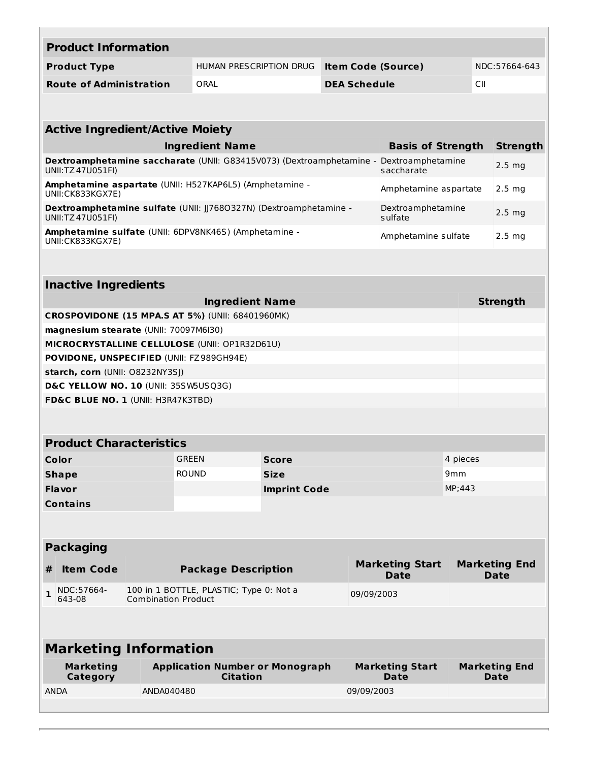| Product Information | | | |
|---|---|---|---|
| **Product Type** | HUMAN PRESCRIPTION DRUG | **Item Code (Source)** | NDC:57664-643 |
| **Route of Administration** | ORAL | **DEA Schedule** | CII |

| Active Ingredient/Active Moiety | | |
|---|---|---|
| **Ingredient Name** | **Basis of Strength** | **Strength** |
| **Dextroamphetamine saccharate** (UNII: G83415V073) (Dextroamphetamine - UNII:TZ47U051FI) | Dextroamphetamine saccharate | 2.5 mg |
| **Amphetamine aspartate** (UNII: H527KAP6L5) (Amphetamine - UNII:CK833KGX7E) | Amphetamine aspartate | 2.5 mg |
| **Dextroamphetamine sulfate** (UNII: JJ768O327N) (Dextroamphetamine - UNII:TZ47U051FI) | Dextroamphetamine sulfate | 2.5 mg |
| **Amphetamine sulfate** (UNII: 6DPV8NK46S) (Amphetamine - UNII:CK833KGX7E) | Amphetamine sulfate | 2.5 mg |

| Inactive Ingredients | |
|---|---|
| **Ingredient Name** | **Strength** |
| **CROSPOVIDONE (15 MPA.S AT 5%)** (UNII: 68401960MK) | |
| **magnesium stearate** (UNII: 70097M6I30) | |
| **MICROCRYSTALLINE CELLULOSE** (UNII: OP1R32D61U) | |
| **POVIDONE, UNSPECIFIED** (UNII: FZ989GH94E) | |
| **starch, corn** (UNII: O8232NY3SJ) | |
| **D&C YELLOW NO. 10** (UNII: 35SW5USQ3G) | |
| **FD&C BLUE NO. 1** (UNII: H3R47K3TBD) | |

| Product Characteristics | | | |
|---|---|---|---|
| **Color** | GREEN | **Score** | 4 pieces |
| **Shape** | ROUND | **Size** | 9mm |
| **Flavor** | | **Imprint Code** | MP;443 |
| **Contains** | | | |

| Packaging | | | | |
|---|---|---|---|---|
| **#** | **Item Code** | **Package Description** | **Marketing Start Date** | **Marketing End Date** |
| **1** | NDC:57664-643-08 | 100 in 1 BOTTLE, PLASTIC; Type 0: Not a Combination Product | 09/09/2003 | |

## Marketing Information

| Marketing Category | Application Number or Monograph Citation | Marketing Start Date | Marketing End Date |
|---|---|---|---|
| ANDA | ANDA040480 | 09/09/2003 | |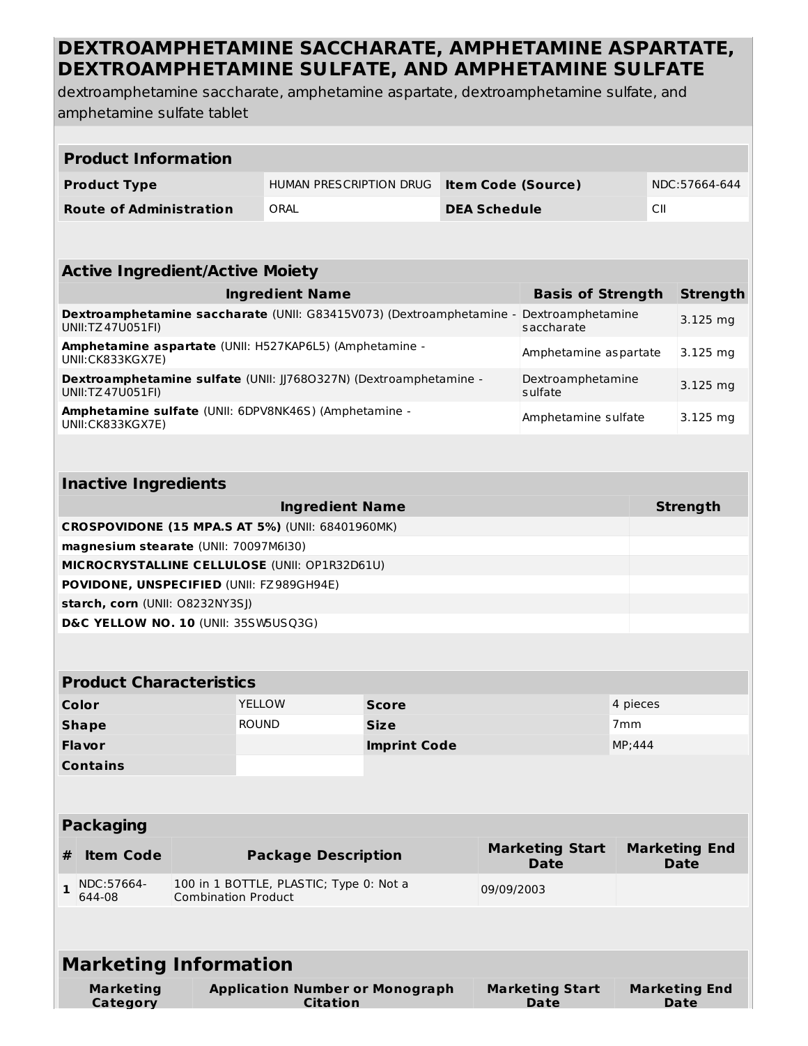# DEXTROAMPHETAMINE SACCHARATE, AMPHETAMINE ASPARTATE, DEXTROAMPHETAMINE SULFATE, AND AMPHETAMINE SULFATE

dextroamphetamine saccharate, amphetamine aspartate, dextroamphetamine sulfate, and amphetamine sulfate tablet

| Product Information | | | |
|---|---|---|---|
| **Product Type** | HUMAN PRESCRIPTION DRUG | **Item Code (Source)** | NDC:57664-644 |
| **Route of Administration** | ORAL | **DEA Schedule** | CII |

| Active Ingredient/Active Moiety | | |
|---|---|---|
| **Ingredient Name** | **Basis of Strength** | **Strength** |
| **Dextroamphetamine saccharate** (UNII: G83415V073) (Dextroamphetamine - UNII:TZ47U051FI) | Dextroamphetamine saccharate | 3.125 mg |
| **Amphetamine aspartate** (UNII: H527KAP6L5) (Amphetamine - UNII:CK833KGX7E) | Amphetamine aspartate | 3.125 mg |
| **Dextroamphetamine sulfate** (UNII: JJ768O327N) (Dextroamphetamine - UNII:TZ47U051FI) | Dextroamphetamine sulfate | 3.125 mg |
| **Amphetamine sulfate** (UNII: 6DPV8NK46S) (Amphetamine - UNII:CK833KGX7E) | Amphetamine sulfate | 3.125 mg |

| Inactive Ingredients | |
|---|---|
| **Ingredient Name** | **Strength** |
| **CROSPOVIDONE (15 MPA.S AT 5%)** (UNII: 68401960MK) | |
| **magnesium stearate** (UNII: 70097M6I30) | |
| **MICROCRYSTALLINE CELLULOSE** (UNII: OP1R32D61U) | |
| **POVIDONE, UNSPECIFIED** (UNII: FZ989GH94E) | |
| **starch, corn** (UNII: O8232NY3SJ) | |
| **D&C YELLOW NO. 10** (UNII: 35SW5USQ3G) | |

| Product Characteristics | | | |
|---|---|---|---|
| **Color** | YELLOW | **Score** | 4 pieces |
| **Shape** | ROUND | **Size** | 7mm |
| **Flavor** | | **Imprint Code** | MP;444 |
| **Contains** | | | |

| Packaging | | | | |
|---|---|---|---|---|
| **#** | **Item Code** | **Package Description** | **Marketing Start Date** | **Marketing End Date** |
| **1** | NDC:57664-644-08 | 100 in 1 BOTTLE, PLASTIC; Type 0: Not a Combination Product | 09/09/2003 | |

## Marketing Information

| Marketing Category | Application Number or Monograph Citation | Marketing Start Date | Marketing End Date |
|---|---|---|---|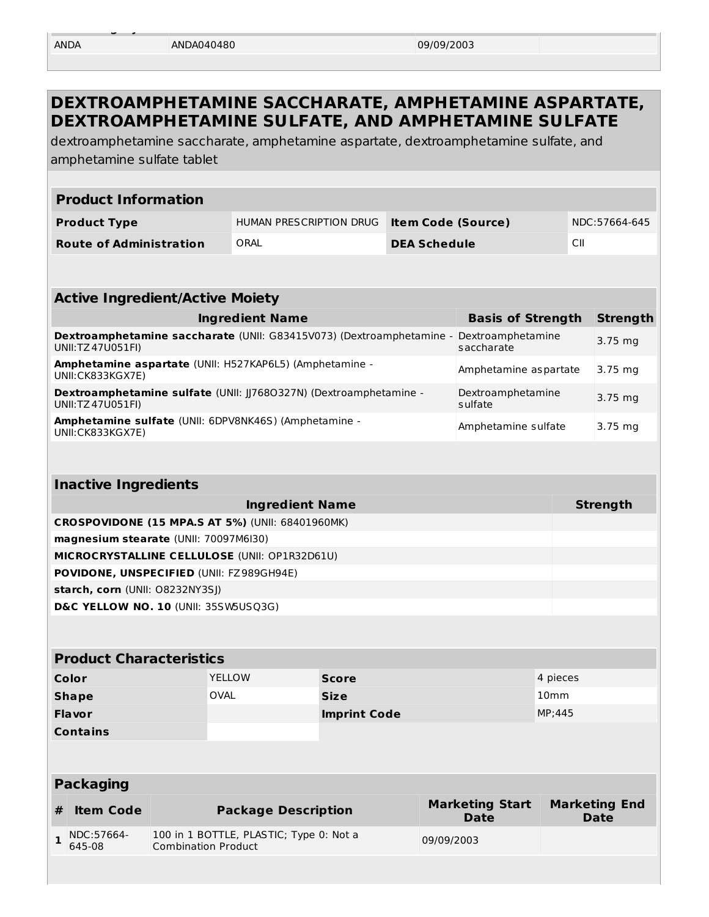| | | | |
|---|---|---|---|
| ANDA | ANDA040480 | 09/09/2003 | |

# DEXTROAMPHETAMINE SACCHARATE, AMPHETAMINE ASPARTATE, DEXTROAMPHETAMINE SULFATE, AND AMPHETAMINE SULFATE

dextroamphetamine saccharate, amphetamine aspartate, dextroamphetamine sulfate, and amphetamine sulfate tablet

| Product Information | | | |
|---|---|---|---|
| **Product Type** | HUMAN PRESCRIPTION DRUG | **Item Code (Source)** | NDC:57664-645 |
| **Route of Administration** | ORAL | **DEA Schedule** | CII |

| Active Ingredient/Active Moiety | | |
|---|---|---|
| **Ingredient Name** | **Basis of Strength** | **Strength** |
| **Dextroamphetamine saccharate** (UNII: G83415V073) (Dextroamphetamine - UNII:TZ47U051FI) | Dextroamphetamine saccharate | 3.75 mg |
| **Amphetamine aspartate** (UNII: H527KAP6L5) (Amphetamine - UNII:CK833KGX7E) | Amphetamine aspartate | 3.75 mg |
| **Dextroamphetamine sulfate** (UNII: JJ768O327N) (Dextroamphetamine - UNII:TZ47U051FI) | Dextroamphetamine sulfate | 3.75 mg |
| **Amphetamine sulfate** (UNII: 6DPV8NK46S) (Amphetamine - UNII:CK833KGX7E) | Amphetamine sulfate | 3.75 mg |

| Inactive Ingredients | |
|---|---|
| **Ingredient Name** | **Strength** |
| **CROSPOVIDONE (15 MPA.S AT 5%)** (UNII: 68401960MK) | |
| **magnesium stearate** (UNII: 70097M6I30) | |
| **MICROCRYSTALLINE CELLULOSE** (UNII: OP1R32D61U) | |
| **POVIDONE, UNSPECIFIED** (UNII: FZ989GH94E) | |
| **starch, corn** (UNII: O8232NY3SJ) | |
| **D&C YELLOW NO. 10** (UNII: 35SW5USQ3G) | |

| Product Characteristics | | | |
|---|---|---|---|
| **Color** | YELLOW | **Score** | 4 pieces |
| **Shape** | OVAL | **Size** | 10mm |
| **Flavor** | | **Imprint Code** | MP;445 |
| **Contains** | | | |

| Packaging | | | | |
|---|---|---|---|---|
| **#** | **Item Code** | **Package Description** | **Marketing Start Date** | **Marketing End Date** |
| **1** | NDC:57664-645-08 | 100 in 1 BOTTLE, PLASTIC; Type 0: Not a Combination Product | 09/09/2003 | |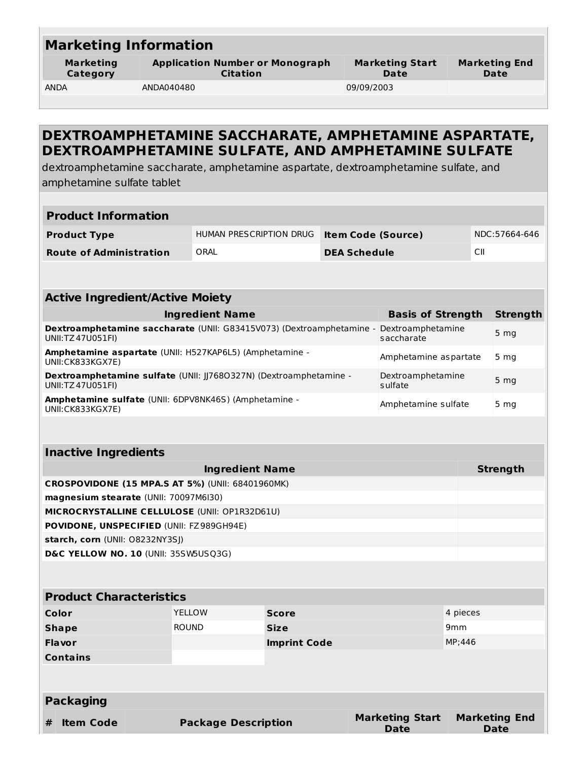## Marketing Information

| Marketing Category | Application Number or Monograph Citation | Marketing Start Date | Marketing End Date |
|---|---|---|---|
| ANDA | ANDA040480 | 09/09/2003 | |

## DEXTROAMPHETAMINE SACCHARATE, AMPHETAMINE ASPARTATE, DEXTROAMPHETAMINE SULFATE, AND AMPHETAMINE SULFATE

dextroamphetamine saccharate, amphetamine aspartate, dextroamphetamine sulfate, and amphetamine sulfate tablet

### Product Information

| | | | |
|---|---|---|---|
| **Product Type** | HUMAN PRESCRIPTION DRUG | **Item Code (Source)** | NDC:57664-646 |
| **Route of Administration** | ORAL | **DEA Schedule** | CII |

### Active Ingredient/Active Moiety

| Ingredient Name | Basis of Strength | Strength |
|---|---|---|
| **Dextroamphetamine saccharate** (UNII: G83415V073) (Dextroamphetamine - UNII:TZ47U051FI) | Dextroamphetamine saccharate | 5 mg |
| **Amphetamine aspartate** (UNII: H527KAP6L5) (Amphetamine - UNII:CK833KGX7E) | Amphetamine aspartate | 5 mg |
| **Dextroamphetamine sulfate** (UNII: JJ768O327N) (Dextroamphetamine - UNII:TZ47U051FI) | Dextroamphetamine sulfate | 5 mg |
| **Amphetamine sulfate** (UNII: 6DPV8NK46S) (Amphetamine - UNII:CK833KGX7E) | Amphetamine sulfate | 5 mg |

### Inactive Ingredients

| Ingredient Name | Strength |
|---|---|
| **CROSPOVIDONE (15 MPA.S AT 5%)** (UNII: 68401960MK) | |
| **magnesium stearate** (UNII: 70097M6I30) | |
| **MICROCRYSTALLINE CELLULOSE** (UNII: OP1R32D61U) | |
| **POVIDONE, UNSPECIFIED** (UNII: FZ989GH94E) | |
| **starch, corn** (UNII: O8232NY3SJ) | |
| **D&C YELLOW NO. 10** (UNII: 35SW5USQ3G) | |

### Product Characteristics

| | | | |
|---|---|---|---|
| **Color** | YELLOW | **Score** | 4 pieces |
| **Shape** | ROUND | **Size** | 9mm |
| **Flavor** | | **Imprint Code** | MP;446 |
| **Contains** | | | |

### Packaging

| # | Item Code | Package Description | Marketing Start Date | Marketing End Date |
|---|---|---|---|---|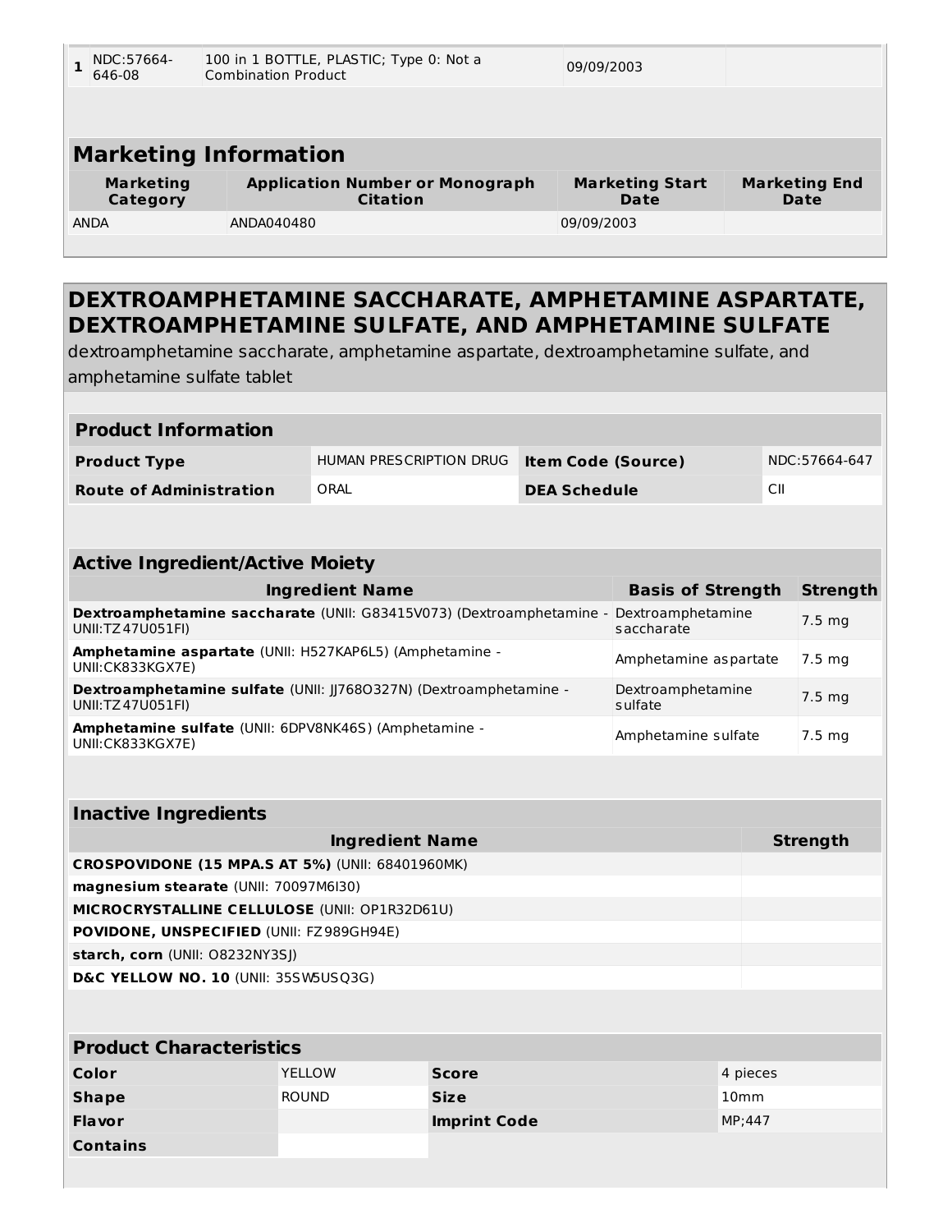| | | | | |
|---|---|---|---|---|
| 1 | NDC:57664-646-08 | 100 in 1 BOTTLE, PLASTIC; Type 0: Not a Combination Product | 09/09/2003 | |

## Marketing Information

| Marketing Category | Application Number or Monograph Citation | Marketing Start Date | Marketing End Date |
|---|---|---|---|
| ANDA | ANDA040480 | 09/09/2003 | |

# DEXTROAMPHETAMINE SACCHARATE, AMPHETAMINE ASPARTATE, DEXTROAMPHETAMINE SULFATE, AND AMPHETAMINE SULFATE

dextroamphetamine saccharate, amphetamine aspartate, dextroamphetamine sulfate, and amphetamine sulfate tablet

## Product Information

| | | | |
|---|---|---|---|
| **Product Type** | HUMAN PRESCRIPTION DRUG | **Item Code (Source)** | NDC:57664-647 |
| **Route of Administration** | ORAL | **DEA Schedule** | CII |

## Active Ingredient/Active Moiety

| Ingredient Name | Basis of Strength | Strength |
|---|---|---|
| **Dextroamphetamine saccharate** (UNII: G83415V073) (Dextroamphetamine - UNII:TZ47U051FI) | Dextroamphetamine saccharate | 7.5 mg |
| **Amphetamine aspartate** (UNII: H527KAP6L5) (Amphetamine - UNII:CK833KGX7E) | Amphetamine aspartate | 7.5 mg |
| **Dextroamphetamine sulfate** (UNII: JJ768O327N) (Dextroamphetamine - UNII:TZ47U051FI) | Dextroamphetamine sulfate | 7.5 mg |
| **Amphetamine sulfate** (UNII: 6DPV8NK46S) (Amphetamine - UNII:CK833KGX7E) | Amphetamine sulfate | 7.5 mg |

## Inactive Ingredients

| Ingredient Name | Strength |
|---|---|
| **CROSPOVIDONE (15 MPA.S AT 5%)** (UNII: 68401960MK) | |
| **magnesium stearate** (UNII: 70097M6I30) | |
| **MICROCRYSTALLINE CELLULOSE** (UNII: OP1R32D61U) | |
| **POVIDONE, UNSPECIFIED** (UNII: FZ989GH94E) | |
| **starch, corn** (UNII: O8232NY3SJ) | |
| **D&C YELLOW NO. 10** (UNII: 35SW5USQ3G) | |

## Product Characteristics

| | | | |
|---|---|---|---|
| **Color** | YELLOW | **Score** | 4 pieces |
| **Shape** | ROUND | **Size** | 10mm |
| **Flavor** | | **Imprint Code** | MP;447 |
| **Contains** | | | |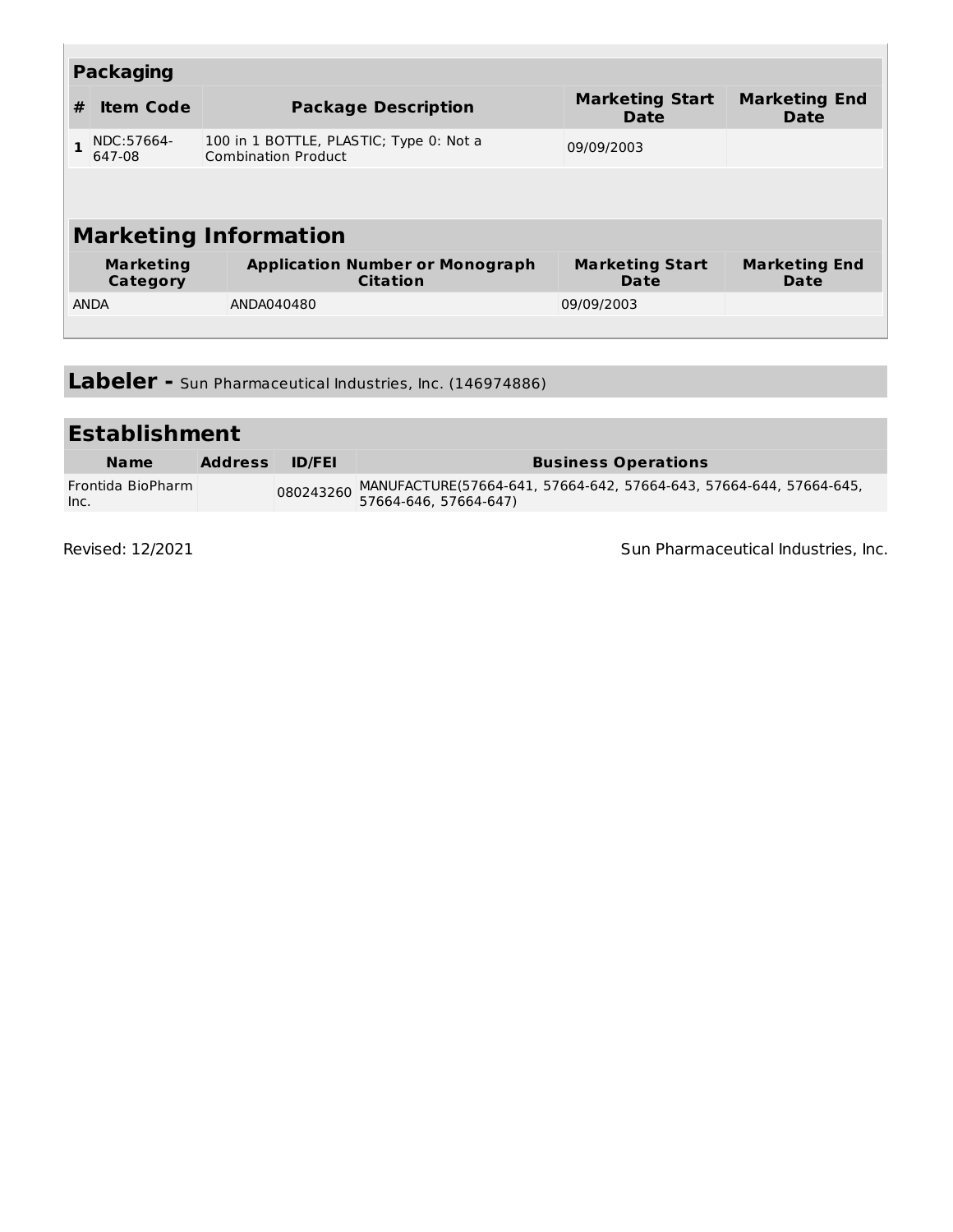## Packaging

| # | Item Code | Package Description | Marketing Start Date | Marketing End Date |
|---|---|---|---|---|
| 1 | NDC:57664-647-08 | 100 in 1 BOTTLE, PLASTIC; Type 0: Not a Combination Product | 09/09/2003 | |

## Marketing Information

| Marketing Category | Application Number or Monograph Citation | Marketing Start Date | Marketing End Date |
|---|---|---|---|
| ANDA | ANDA040480 | 09/09/2003 | |

## Labeler - Sun Pharmaceutical Industries, Inc. (146974886)

## Establishment

| Name | Address | ID/FEI | Business Operations |
|---|---|---|---|
| Frontida BioPharm Inc. | | 080243260 | MANUFACTURE(57664-641, 57664-642, 57664-643, 57664-644, 57664-645, 57664-646, 57664-647) |

Revised: 12/2021

Sun Pharmaceutical Industries, Inc.